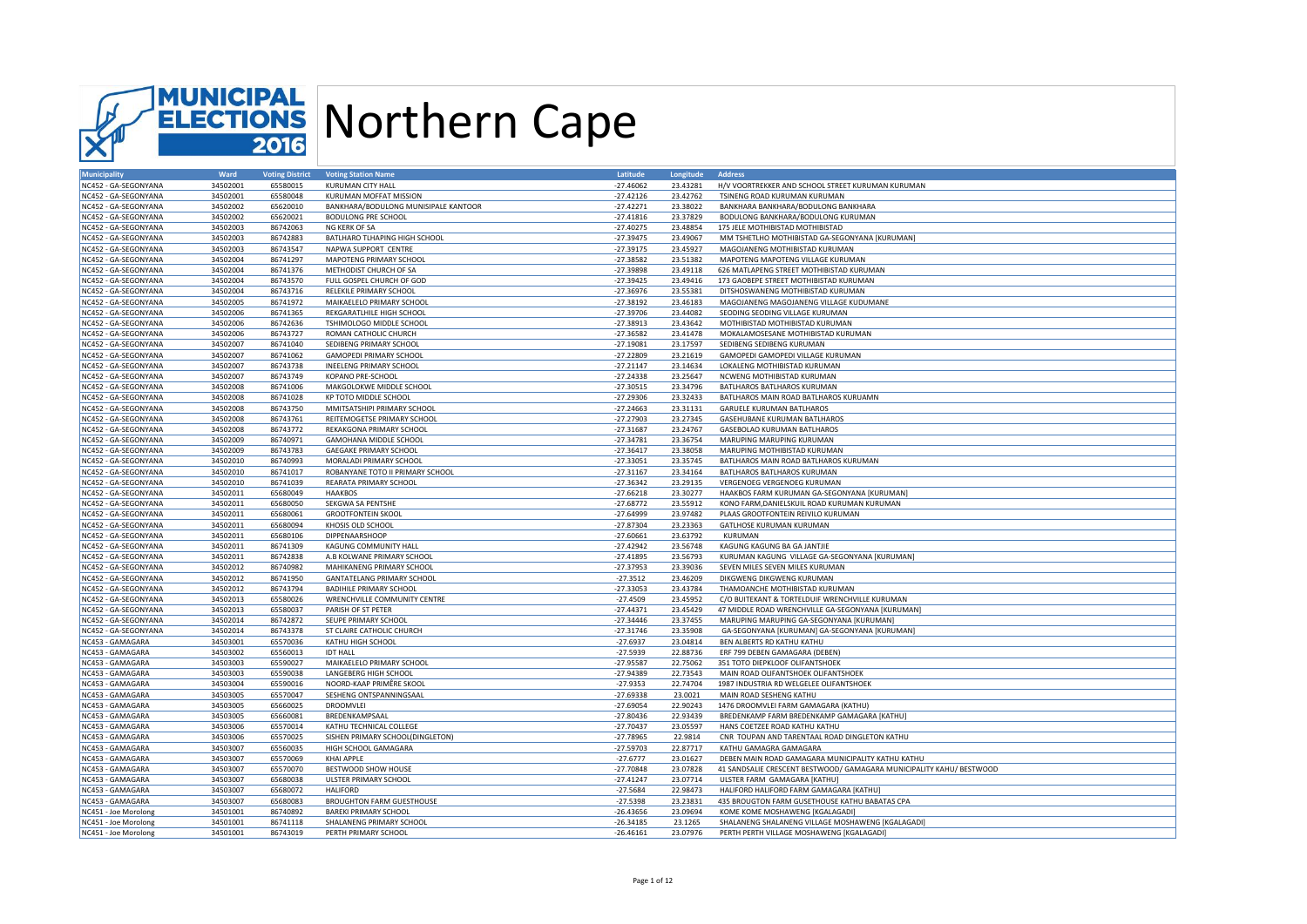# MUNICIPAL ELECTIONS 2016 Northern Cape

| Municipality | Ward | Voting District | Voting Station Name | Latitude | Longitude | Address |
|---|---|---|---|---|---|---|
| NC452 - GA-SEGONYANA | 34502001 | 65580015 | KURUMAN CITY HALL | -27.46062 | 23.43281 | H/V VOORTREKKER AND SCHOOL STREET KURUMAN KURUMAN |
| NC452 - GA-SEGONYANA | 34502001 | 65580048 | KURUMAN MOFFAT MISSION | -27.42126 | 23.42762 | TSINENG ROAD KURUMAN KURUMAN |
| NC452 - GA-SEGONYANA | 34502002 | 65620010 | BANKHARA/BODULONG MUNISIPALE KANTOOR | -27.42271 | 23.38022 | BANKHARA BANKHARA/BODULONG BANKHARA |
| NC452 - GA-SEGONYANA | 34502002 | 65620021 | BODULONG PRE SCHOOL | -27.41816 | 23.37829 | BODULONG BANKHARA/BODULONG KURUMAN |
| NC452 - GA-SEGONYANA | 34502003 | 86742063 | NG KERK OF SA | -27.40275 | 23.48854 | 175 JELE MOTHIBISTAD MOTHIBISTAD |
| NC452 - GA-SEGONYANA | 34502003 | 86742883 | BATLHARO TLHAPING HIGH SCHOOL | -27.39475 | 23.49067 | MM TSHETLHO MOTHIBISTAD GA-SEGONYANA [KURUMAN] |
| NC452 - GA-SEGONYANA | 34502003 | 86743547 | NAPWA SUPPORT CENTRE | -27.39175 | 23.45927 | MAGOJANENG MOTHIBISTAD KURUMAN |
| NC452 - GA-SEGONYANA | 34502004 | 86741297 | MAPOTENG PRIMARY SCHOOL | -27.38582 | 23.51382 | MAPOTENG MAPOTENG VILLAGE KURUMAN |
| NC452 - GA-SEGONYANA | 34502004 | 86741376 | METHODIST CHURCH OF SA | -27.39898 | 23.49118 | 626 MATLAPENG STREET MOTHIBISTAD KURUMAN |
| NC452 - GA-SEGONYANA | 34502004 | 86743570 | FULL GOSPEL CHURCH OF GOD | -27.39425 | 23.49416 | 173 GAOBEPE STREET MOTHIBISTAD KURUMAN |
| NC452 - GA-SEGONYANA | 34502004 | 86743716 | RELEKILE PRIMARY SCHOOL | -27.36976 | 23.55381 | DITSHOSWANENG MOTHIBISTAD KURUMAN |
| NC452 - GA-SEGONYANA | 34502005 | 86741972 | MAIKAELELO PRIMARY SCHOOL | -27.38192 | 23.46183 | MAGOJANENG MAGOJANENG VILLAGE KUDUMANE |
| NC452 - GA-SEGONYANA | 34502006 | 86741365 | REKGARATLHILE HIGH SCHOOL | -27.39706 | 23.44082 | SEODING SEODING VILLAGE KURUMAN |
| NC452 - GA-SEGONYANA | 34502006 | 86742636 | TSHIMOLOGO MIDDLE SCHOOL | -27.38913 | 23.43642 | MOTHIBISTAD MOTHIBISTAD KURUMAN |
| NC452 - GA-SEGONYANA | 34502006 | 86743727 | ROMAN CATHOLIC CHURCH | -27.36582 | 23.41478 | MOKALAMOSESANE MOTHIBISTAD KURUMAN |
| NC452 - GA-SEGONYANA | 34502007 | 86741040 | SEDIBENG PRIMARY SCHOOL | -27.19081 | 23.17597 | SEDIBENG SEDIBENG KURUMAN |
| NC452 - GA-SEGONYANA | 34502007 | 86741062 | GAMOPEDI PRIMARY SCHOOL | -27.22809 | 23.21619 | GAMOPEDI GAMOPEDI VILLAGE KURUMAN |
| NC452 - GA-SEGONYANA | 34502007 | 86743738 | INEELENG PRIMARY SCHOOL | -27.21147 | 23.14634 | LOKALENG MOTHIBISTAD KURUMAN |
| NC452 - GA-SEGONYANA | 34502007 | 86743749 | KOPANO PRE-SCHOOL | -27.24338 | 23.25647 | NCWENG MOTHIBISTAD KURUMAN |
| NC452 - GA-SEGONYANA | 34502008 | 86741006 | MAKGOLOKWE MIDDLE SCHOOL | -27.30515 | 23.34796 | BATLHAROS BATLHAROS KURUMAN |
| NC452 - GA-SEGONYANA | 34502008 | 86741028 | KP TOTO MIDDLE SCHOOL | -27.29306 | 23.32433 | BATLHAROS MAIN ROAD BATLHAROS KURUAMN |
| NC452 - GA-SEGONYANA | 34502008 | 86743750 | MMITSATSHIPI PRIMARY SCHOOL | -27.24663 | 23.31131 | GARUELE KURUMAN BATLHAROS |
| NC452 - GA-SEGONYANA | 34502008 | 86743761 | REITEMOGETSE PRIMARY SCHOOL | -27.27903 | 23.27345 | GASEHUBANE KURUMAN BATLHAROS |
| NC452 - GA-SEGONYANA | 34502008 | 86743772 | REKAKGONA PRIMARY SCHOOL | -27.31687 | 23.24767 | GASEBOLAO KURUMAN BATLHAROS |
| NC452 - GA-SEGONYANA | 34502009 | 86740971 | GAMOHANA MIDDLE SCHOOL | -27.34781 | 23.36754 | MARUPING MARUPING KURUMAN |
| NC452 - GA-SEGONYANA | 34502009 | 86743783 | GAEGAKE PRIMARY SCHOOL | -27.36417 | 23.38058 | MARUPING MOTHIBISTAD KURUMAN |
| NC452 - GA-SEGONYANA | 34502010 | 86740993 | MORALADI PRIMARY SCHOOL | -27.33051 | 23.35745 | BATLHAROS MAIN ROAD BATLHAROS KURUMAN |
| NC452 - GA-SEGONYANA | 34502010 | 86741017 | ROBANYANE TOTO II PRIMARY SCHOOL | -27.31167 | 23.34164 | BATLHAROS BATLHAROS KURUMAN |
| NC452 - GA-SEGONYANA | 34502010 | 86741039 | REARATA PRIMARY SCHOOL | -27.36342 | 23.29135 | VERGENOEG VERGENOEG KURUMAN |
| NC452 - GA-SEGONYANA | 34502011 | 65680049 | HAAKBOS | -27.66218 | 23.30277 | HAAKBOS FARM KURUMAN GA-SEGONYANA [KURUMAN] |
| NC452 - GA-SEGONYANA | 34502011 | 65680050 | SEKGWA SA PENTSHE | -27.68772 | 23.55912 | KONO FARM,DANIELSKUIL ROAD KURUMAN KURUMAN |
| NC452 - GA-SEGONYANA | 34502011 | 65680061 | GROOTFONTEIN SKOOL | -27.64999 | 23.97482 | PLAAS GROOTFONTEIN REIVILO KURUMAN |
| NC452 - GA-SEGONYANA | 34502011 | 65680094 | KHOSIS OLD SCHOOL | -27.87304 | 23.23363 | GATLHOSE KURUMAN KURUMAN |
| NC452 - GA-SEGONYANA | 34502011 | 65680106 | DIPPENAARSHOOP | -27.60661 | 23.63792 | KURUMAN |
| NC452 - GA-SEGONYANA | 34502011 | 86741309 | KAGUNG COMMUNITY HALL | -27.42942 | 23.56748 | KAGUNG KAGUNG BA GA JANTJIE |
| NC452 - GA-SEGONYANA | 34502011 | 86742838 | A.B KOLWANE PRIMARY SCHOOL | -27.41895 | 23.56793 | KURUMAN KAGUNG VILLAGE GA-SEGONYANA [KURUMAN] |
| NC452 - GA-SEGONYANA | 34502012 | 86740982 | MAHIKANENG PRIMARY SCHOOL | -27.37953 | 23.39036 | SEVEN MILES SEVEN MILES KURUMAN |
| NC452 - GA-SEGONYANA | 34502012 | 86741950 | GANTATELANG PRIMARY SCHOOL | -27.3512 | 23.46209 | DIKGWENG DIKGWENG KURUMAN |
| NC452 - GA-SEGONYANA | 34502012 | 86743794 | BADIHILE PRIMARY SCHOOL | -27.33053 | 23.43784 | THAMOANCHE MOTHIBISTAD KURUMAN |
| NC452 - GA-SEGONYANA | 34502013 | 65580026 | WRENCHVILLE COMMUNITY CENTRE | -27.4509 | 23.45952 | C/O BUITEKANT & TORTELDUIF WRENCHVILLE KURUMAN |
| NC452 - GA-SEGONYANA | 34502013 | 65580037 | PARISH OF ST PETER | -27.44371 | 23.45429 | 47 MIDDLE ROAD WRENCHVILLE GA-SEGONYANA [KURUMAN] |
| NC452 - GA-SEGONYANA | 34502014 | 86742872 | SEUPE PRIMARY SCHOOL | -27.34446 | 23.37455 | MARUPING MARUPING GA-SEGONYANA [KURUMAN] |
| NC452 - GA-SEGONYANA | 34502014 | 86743378 | ST CLAIRE CATHOLIC CHURCH | -27.31746 | 23.35908 | GA-SEGONYANA [KURUMAN] GA-SEGONYANA [KURUMAN] |
| NC453 - GAMAGARA | 34503001 | 65570036 | KATHU HIGH SCHOOL | -27.6937 | 23.04814 | BEN ALBERTS RD KATHU KATHU |
| NC453 - GAMAGARA | 34503002 | 65560013 | IDT HALL | -27.5939 | 22.88736 | ERF 799 DEBEN GAMAGARA (DEBEN) |
| NC453 - GAMAGARA | 34503003 | 65590027 | MAIKAELELO PRIMARY SCHOOL | -27.95587 | 22.75062 | 351 TOTO DIEPKLOOF OLIFANTSHOEK |
| NC453 - GAMAGARA | 34503003 | 65590038 | LANGEBERG HIGH SCHOOL | -27.94389 | 22.73543 | MAIN ROAD OLIFANTSHOEK OLIFANTSHOEK |
| NC453 - GAMAGARA | 34503004 | 65590016 | NOORD-KAAP PRIMÊRE SKOOL | -27.9353 | 22.74704 | 1987 INDUSTRIA RD WELGELEE OLIFANTSHOEK |
| NC453 - GAMAGARA | 34503005 | 65570047 | SESHENG ONTSPANNINGSAAL | -27.69338 | 23.0021 | MAIN ROAD SESHENG KATHU |
| NC453 - GAMAGARA | 34503005 | 65660025 | DROOMVLEI | -27.69054 | 22.90243 | 1476 DROOMVLEI FARM GAMAGARA (KATHU) |
| NC453 - GAMAGARA | 34503005 | 65660081 | BREDENKAMPSAAL | -27.80436 | 22.93439 | BREDENKAMP FARM BREDENKAMP GAMAGARA [KATHU] |
| NC453 - GAMAGARA | 34503006 | 65570014 | KATHU TECHNICAL COLLEGE | -27.70437 | 23.05597 | HANS COETZEE ROAD KATHU KATHU |
| NC453 - GAMAGARA | 34503006 | 65570025 | SISHEN PRIMARY SCHOOL(DINGLETON) | -27.78965 | 22.9814 | CNR TOUPAN AND TARENTAAL ROAD DINGLETON KATHU |
| NC453 - GAMAGARA | 34503007 | 65560035 | HIGH SCHOOL GAMAGARA | -27.59703 | 22.87717 | KATHU GAMAGRA GAMAGARA |
| NC453 - GAMAGARA | 34503007 | 65570069 | KHAI APPLE | -27.6777 | 23.01627 | DEBEN MAIN ROAD GAMAGARA MUNICIPALITY KATHU KATHU |
| NC453 - GAMAGARA | 34503007 | 65570070 | BESTWOOD SHOW HOUSE | -27.70848 | 23.07828 | 41 SANDSALIE CRESCENT BESTWOOD/ GAMAGARA MUNICIPALITY KAHU/ BESTWOOD |
| NC453 - GAMAGARA | 34503007 | 65680038 | ULSTER PRIMARY SCHOOL | -27.41247 | 23.07714 | ULSTER FARM GAMAGARA [KATHU] |
| NC453 - GAMAGARA | 34503007 | 65680072 | HALIFORD | -27.5684 | 22.98473 | HALIFORD HALIFORD FARM GAMAGARA [KATHU] |
| NC453 - GAMAGARA | 34503007 | 65680083 | BROUGHTON FARM GUESTHOUSE | -27.5398 | 23.23831 | 435 BROUGTON FARM GUSETHOUSE KATHU BABATAS CPA |
| NC451 - Joe Morolong | 34501001 | 86740892 | BAREKI PRIMARY SCHOOL | -26.43656 | 23.09694 | KOME KOME MOSHAWENG [KGALAGADI] |
| NC451 - Joe Morolong | 34501001 | 86741118 | SHALANENG PRIMARY SCHOOL | -26.34185 | 23.1265 | SHALANENG SHALANENG VILLAGE MOSHAWENG [KGALAGADI] |
| NC451 - Joe Morolong | 34501001 | 86743019 | PERTH PRIMARY SCHOOL | -26.46161 | 23.07976 | PERTH PERTH VILLAGE MOSHAWENG [KGALAGADI] |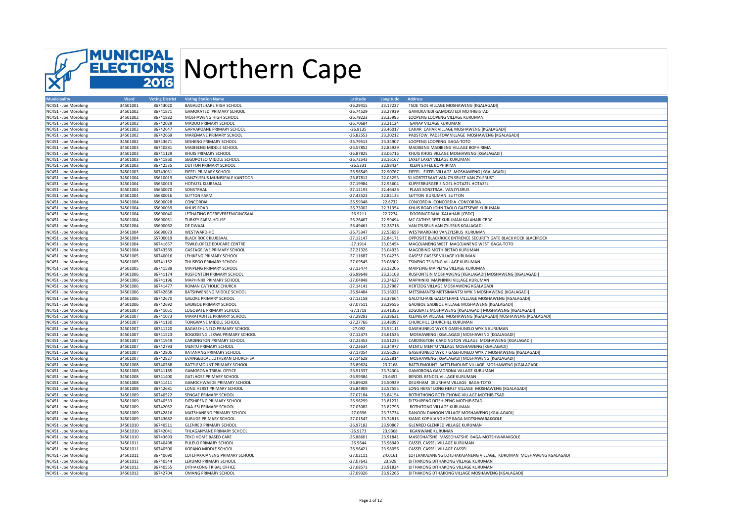# Northern Cape

MUNICIPAL ELECTIONS 2016

| Municipality | Ward | Voting District | Voting Station Name | Latitude | Longitude | Address |
|---|---|---|---|---|---|---|
| NC451 - Joe Morolong | 34501001 | 86743020 | BAGALOTLHARE HIGH SCHOOL | -26.29415 | 23.17227 | TSOE TSOE VILLAGE MOSHAWENG [KGALAGADI] |
| NC451 - Joe Morolong | 34501001 | 86741871 | GAMOKATEDI PRIMARY SCHOOL | -26.74529 | 23.27939 | GAMOKATEDI GAMOKATEDI MOTHIBISTAD |
| NC451 - Joe Morolong | 34501002 | 86741882 | MOSHAWENG HIGH SCHOOL | -26.79223 | 23.35995 | LOOPENG LOOPENG VILLAGE KURUMAN |
| NC451 - Joe Morolong | 34501002 | 86742029 | MADUO PRIMARY SCHOOL | -26.70684 | 23.21124 | GANAP VILLAGE KURUMAN |
| NC451 - Joe Morolong | 34501002 | 86742647 | GAPAAPOANE PRIMARY SCHOOL | -26.8135 | 23.46017 | CAHAR CAHAR VILLAGE MOSHAWENG [KGALAGADI] |
| NC451 - Joe Morolong | 34501002 | 86742669 | MAREMANE PRIMARY SCHOOL | -26.82553 | 23.20212 | PADSTOW PADSTOW VILLAGE MOSHAWENG [KGALAGADI] |
| NC451 - Joe Morolong | 34501002 | 86743671 | SESHENG PRIMARY SCHOOL | -26.79513 | 23.34907 | LOOPENG LOOPENG BAGA-TOTO |
| NC451 - Joe Morolong | 34501003 | 86740881 | MADIBENG MIDDLE SCHOOL | -26.57852 | 22.85929 | MADIBENG MADIBENG VILLAGE BOPHIRIMA |
| NC451 - Joe Morolong | 34501003 | 86741129 | KHUIS PRIMARY SCHOOL | -26.87825 | 23.06716 | KHUIS KHUIS VILLAGE MOSHAWENG [KGALAGADI] |
| NC451 - Joe Morolong | 34501003 | 86741860 | SEGOPOTSO MIDDLE SCHOOL | -26.72543 | 23.16167 | LAXEY LAXEY VILLAGE KURUMAN |
| NC451 - Joe Morolong | 34501003 | 86742535 | DUTTON PRIMARY SCHOOL | -26.5331 | 22.98424 | KLEIN EIFFEL BOPHIRIMA |
| NC451 - Joe Morolong | 34501003 | 86743031 | EIFFEL PRIMARY SCHOOL | -26.56549 | 22.90767 | EIFFEL EIFFEL VILLAGE MOSHAWENG [KGALAGADI] |
| NC451 - Joe Morolong | 34501004 | 65610019 | VANZYLSRUS MUNISIPALE KANTOOR | -26.87812 | 22.05253 | 31 KORTSTRAAT VAN ZYLSRUST VAN ZYLSRUST |
| NC451 - Joe Morolong | 34501004 | 65650013 | HOTAZEL KLUBSAAL | -27.19984 | 22.95604 | KUPFERBURGER SINGEL HOTAZEL HOTAZEL |
| NC451 - Joe Morolong | 34501004 | 65660070 | SONSTRAAL | -27.12193 | 22.46426 | PLAAS SONSTRAAL VANZYLSRUS |
| NC451 - Joe Morolong | 34501004 | 65680016 | SUTTON FARM | -27.43523 | 22.82135 | SUTTON KURUMAN SUTTON |
| NC451 - Joe Morolong | 34501004 | 65690028 | CONCORDIA | -26.59348 | 22.6732 | CONCORDIA CONCORDIA CONCORDIA |
| NC451 - Joe Morolong | 34501004 | 65690039 | KHUIS ROAD | -26.73002 | 22.31354 | KHUIS ROAD JOHN TAOLO GAETSEWE KURUMAN |
| NC451 - Joe Morolong | 34501004 | 65690040 | LETHATING BOEREVEREENIGINGSAAL | -26.9211 | 22.7274 | DOORINGDRAAI [KALAHARI [CBDC] |
| NC451 - Joe Morolong | 34501004 | 65690051 | TURKEY FARM HOUSE | -26.26467 | 22.59494 | MC CATHYS REST KURUMAN KALAHARI CBDC |
| NC451 - Joe Morolong | 34501004 | 65690062 | DE DWAAL | -26.49461 | 22.28718 | VAN ZYLSRUS VAN ZYLSRUS KGALAGADI |
| NC451 - Joe Morolong | 34501004 | 65690073 | WESTWARD-HO | -26.75347 | 22.53653 | WESTWARD-HO VANZYLSRUS KURUMAN |
| NC451 - Joe Morolong | 34501004 | 65700019 | BLACK ROCK KLUBSAAL | -27.12147 | 22.84171 | OPPOSITE BLACKROCK ENTRENCE SECURITY GATE BLACK ROCK BLACKROCK |
| NC451 - Joe Morolong | 34501004 | 86741657 | TSWLELOPELE EDUCARE CENTRE | -27.1914 | 23.05454 | MAGOJANENG WEST MAGOJANENG WEST BAGA-TOTO |
| NC451 - Joe Morolong | 34501004 | 86743569 | GASEAGELWE PRIMARY SCHOOL | -27.21326 | 23.04933 | MAGOBING MOTHIBISTAD KURUMAN |
| NC451 - Joe Morolong | 34501005 | 86740016 | LEHIKENG PRIMARY SCHOOL | -27.11687 | 23.04233 | GASESE GASESE VILLAGE KURUMAN |
| NC451 - Joe Morolong | 34501005 | 86741152 | THUSEGO PRIMARY SCHOOL | -27.09545 | 23.08902 | TSINENG TSINENG VILLAGE KURUMAN |
| NC451 - Joe Morolong | 34501005 | 86741589 | MAIPENG PRIMARY SCHOOL | -27.13474 | 23.12206 | MAIPEING MAIPEING VILLAGE KURUMAN |
| NC451 - Joe Morolong | 34501006 | 86741174 | RUSFONTEIN PRIMARY SCHOOL | -26.99648 | 23.25108 | RUSFONTEIN MOSHAWENG [KGALAGADI] MOSHAWENG [KGALAGADI] |
| NC451 - Joe Morolong | 34501006 | 86741196 | MAPHINIKI PRIMARY SCHOOL | -27.04848 | 23.24627 | MAPHINIKI MAPHINIKI VILLAGE KURUMAN |
| NC451 - Joe Morolong | 34501006 | 86741477 | ROMAN CATHOLIC CHURCH | -27.14141 | 23.27987 | HERTZOG VILLAGE MOSHAWENG KGALAGADI |
| NC451 - Joe Morolong | 34501006 | 86742658 | BATSHWENENG MIDDLE SCHOOL | -26.94484 | 23.16021 | METSIMANTSI METSIMANTSI WYK 3 MOSHAWENG [KGALAGADI] |
| NC451 - Joe Morolong | 34501006 | 86742670 | GALORE PRIMARY SCHOOL | -27.13158 | 23.37664 | GALOTLHARE GALOTLHARE VILLLAGE MOSHAWENG [KGALAGADI] |
| NC451 - Joe Morolong | 34501006 | 86742692 | GADIBOE PRIMARY SCHOOL | -27.07511 | 23.29556 | GADIBOE GADIBOE VILLAGE MOSHAWENG [KGALAGADI] |
| NC451 - Joe Morolong | 34501007 | 86741051 | LOGOBATE PRIMARY SCHOOL | -27.1718 | 23.41356 | LOGOBATE MOSHAWENG [KGALAGADI] MOSHAWENG [KGALAGADI] |
| NC451 - Joe Morolong | 34501007 | 86741073 | MARATADITSE PRIMARY SCHOOL | -27.29293 | 23.38631 | KLEINIERA VILLAGE MOSHAWENG [KGALAGADI] MOSHAWENG [KGALAGADI] |
| NC451 - Joe Morolong | 34501007 | 86741130 | TONGWANE MIDDLE SCHOOL | -27.27766 | 23.48097 | CHURCHILL CHURCHILL KURUMAN |
| NC451 - Joe Morolong | 34501007 | 86741220 | BAGASEHUNELO PRIMARY SCHOOL | -27.092 | 23.55111 | GASEHUNELO WYK 5 GASEHUNELO WYK 5 KURUMAN |
| NC451 - Joe Morolong | 34501007 | 86741523 | BOGOSIENG LEKWA PRIMARY SCHOOL | -27.12473 | 23.61526 | MOSHAWENG [KGALAGADI] MOSHAWENG [KGALAGADI] |
| NC451 - Joe Morolong | 34501007 | 86741949 | CARDINGTON PRIMARY SCHOOL | -27.22453 | 23.51233 | CARDINGTON CARDINGTON VILLAGE MOSHAWENG [KGALAGADI] |
| NC451 - Joe Morolong | 34501007 | 86742793 | MENTU PRIMARY SCHOOL | -27.23634 | 23.34977 | MENTU MENTU VILLAGE MOSHAWENG [KGALAGADI] |
| NC451 - Joe Morolong | 34501007 | 86742805 | RATANANG PRIMARY SCHOOL | -27.17054 | 23.56283 | GASEHUNELO WYK 7 GASEHUNELO WYK 7 MOSHAWENG [KGALAGADI] |
| NC451 - Joe Morolong | 34501007 | 86742827 | EVANGELICAL LUTHERAN CHURCH SA | -27.14628 | 23.52814 | MOSHAWENG [KGALAGADI] MOSHAWENG [KGALAGADI] |
| NC451 - Joe Morolong | 34501008 | 86740588 | BATTLEMOUNT PRIMARY SCHOOL | -26.89624 | 23.7168 | BATTLEMOUNT BATTLEMOUNT VILLAGE MOSHAWENG [KGALAGADI] |
| NC451 - Joe Morolong | 34501008 | 86741185 | GAMORONA TRIBAL OFFICE | -26.91337 | 23.74304 | GAMORONA GAMORONA VILLAGE KURUMAN |
| NC451 - Joe Morolong | 34501008 | 86741400 | GATLHOSE PRIMARY SCHOOL | -26.99384 | 23.6452 | BENDEL BENDEL VILLAGE KURUMAN |
| NC451 - Joe Morolong | 34501008 | 86741411 | GAMOCHWAEDE PRIMARY SCHOOL | -26.89428 | 23.50929 | DEURHAM DEURHAM VILLAGE BAGA-TOTO |
| NC451 - Joe Morolong | 34501008 | 86742681 | LONG HERST PRIMARY SCHOOL | -26.84909 | 23.57555 | LONG HERST LONG HERST VILLAGE MOSHAWENG [KGALAGADI] |
| NC451 - Joe Morolong | 34501009 | 86740522 | SENGAE PRIMARY SCHOOL | -27.07184 | 23.84154 | BOTHITHONG BOTHITHONG VILLAGE MOTHIBITSAD |
| NC451 - Joe Morolong | 34501009 | 86740533 | DITSHIPENG PRIMARY SCHOOL | -26.96299 | 23.81271 | DITSHIPENG DITSHIPENG MOTHIBISTAD |
| NC451 - Joe Morolong | 34501009 | 86742052 | GAA-ESI PRIMARY SCHOOL | -27.05082 | 23.82796 | BOTHITONG VILLAGE KURUMAN |
| NC451 - Joe Morolong | 34501009 | 86742816 | MATSHANENG PRIMARY SCHOOL | -27.0696 | 23.75734 | DANOON DANOON VILLAGE MOSHAWENG [KGALAGADI] |
| NC451 - Joe Morolong | 34501009 | 86743682 | KUBUGE PRIMARY SCHOOL | -27.01547 | 23.74815 | KIANG KOP KIANG KOP BAGA-MOTSHWARAKGOLE |
| NC451 - Joe Morolong | 34501010 | 86740511 | GLENRED PRIMARY SCHOOL | -26.97182 | 23.90867 | GLENRED GLENRED VILLAGE KURUMAN |
| NC451 - Joe Morolong | 34501010 | 86742041 | THLAGANYANE PRIMARY SCHOOL | -26.9173 | 23.9368 | KGANWANE KURUMAN |
| NC451 - Joe Morolong | 34501010 | 86743693 | TEKO HOME BASED CARE | -26.88601 | 23.91841 | MASEOHATSHE MASEOHATSHE BAGA-MOTSHWARAKGOLE |
| NC451 - Joe Morolong | 34501011 | 86740498 | PULELO PRIMARY SCHOOL | -26.9644 | 23.98949 | CASSEL CASSEL VILLAGE KURUMAN |
| NC451 - Joe Morolong | 34501011 | 86740500 | KOPANO MIDDLE SCHOOL | -26.96421 | 23.98056 | CASSEL CASSEL VILLAGE CASSEL |
| NC451 - Joe Morolong | 34501011 | 86740690 | LOTLHAKAJANENG PRIMARY SCHOOL | -27.02111 | 24.0161 | LOTLHAKAJANENG LOTLHAKAJANENG VILLAGE, KURUMAN MOSHAWENG KGALAGADI |
| NC451 - Joe Morolong | 34501012 | 86740544 | LERUMO PRIMARY SCHOOL | -27.07642 | 23.928 | DITHAKONG DITHAKONG VILLAGE KURUMAN |
| NC451 - Joe Morolong | 34501012 | 86740555 | DITHAKONG TRIBAL OFFICE | -27.08573 | 23.91824 | DITHAKONG DITHAKONG VILLAGE KURUMAN |
| NC451 - Joe Morolong | 34501012 | 86742704 | OMANG PRIMARY SCHOOL | -27.09326 | 23.92266 | DITHAKONG DTHAKONG VILLAGE MOSHAWENG [KGALAGADI] |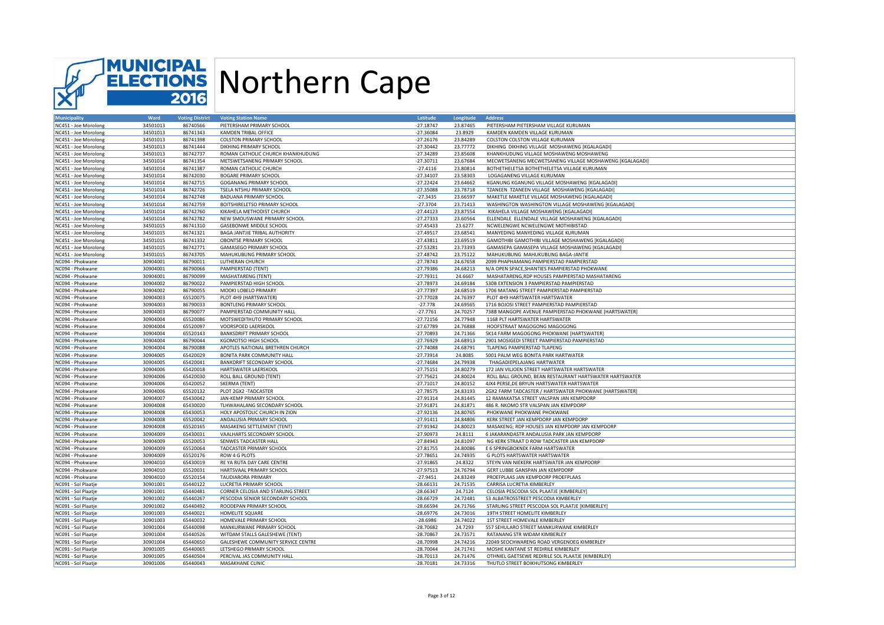# MUNICIPAL ELECTIONS 2016 Northern Cape

| Municipality | Ward | Voting District | Voting Station Name | Latitude | Longitude | Address |
|---|---|---|---|---|---|---|
| NC451 - Joe Morolong | 34501013 | 86740566 | PIETERSHAM PRIMARY SCHOOL | -27.18747 | 23.87465 | PIETERSHAM PIETERSHAM VILLAGE KURUMAN |
| NC451 - Joe Morolong | 34501013 | 86741343 | KAMDEN TRIBAL OFFICE | -27.36084 | 23.8929 | KAMDEN KAMDEN VILLAGE KURUMAN |
| NC451 - Joe Morolong | 34501013 | 86741398 | COLSTON PRIMARY SCHOOL | -27.26176 | 23.84289 | COLSTON COLSTON VILLAGE KURUMAN |
| NC451 - Joe Morolong | 34501013 | 86741444 | DIKHING PRIMARY SCHOOL | -27.30442 | 23.77772 | DIKHING DIKHING VILLAGE MOSHAWENG [KGALAGADI] |
| NC451 - Joe Morolong | 34501013 | 86742737 | ROMAN CATHOLIC CHURCH KHANKHUDUNG | -27.34289 | 23.85608 | KHANKHUDUNG VILLAGE MOSHAWENG MOSHAWENG |
| NC451 - Joe Morolong | 34501014 | 86741354 | METSWETSANENG PRIMARY SCHOOL | -27.30711 | 23.67684 | MECWETSANENG MECWETSANENG VILLAGE MOSHAWENG [KGALAGADI] |
| NC451 - Joe Morolong | 34501014 | 86741387 | ROMAN CATHOLIC CHURCH | -27.4116 | 23.80814 | BOTHETHELETSA BOTHETHELETSA VILLAGE KURUMAN |
| NC451 - Joe Morolong | 34501014 | 86742030 | BOGARE PRIMARY SCHOOL | -27.34107 | 23.58303 | LOGAGANENG VILLAGE KURUMAN |
| NC451 - Joe Morolong | 34501014 | 86742715 | GOGANANG PRIMARY SCHOOL | -27.22424 | 23.64662 | KGANUNG KGANUNG VILLAGE MOSHAWENG [KGALAGADI] |
| NC451 - Joe Morolong | 34501014 | 86742726 | TSELA NTSHU PRIMARY SCHOOL | -27.35088 | 23.78718 | TZANEEN TZANEEN VILLAGE MOSHAWENG [KGALAGADI] |
| NC451 - Joe Morolong | 34501014 | 86742748 | BADUANA PRIMARY SCHOOL | -27.3435 | 23.66597 | MAKETLE MAKETLE VILLAGE MOSHAWENG [KGALAGADI] |
| NC451 - Joe Morolong | 34501014 | 86742759 | BOITSHIRELETSO PRIMARY SCHOOL | -27.3704 | 23.71413 | WASHINGTON WASHINGTON VILLAGE MOSHAWENG [KGALAGADI] |
| NC451 - Joe Morolong | 34501014 | 86742760 | KIKAHELA METHODIST CHURCH | -27.44123 | 23.87554 | KIKAHELA VILLAGE MOSHAWENG [KGALAGADI] |
| NC451 - Joe Morolong | 34501014 | 86742782 | NEW SMOUSWANE PRIMARY SCHOOL | -27.27333 | 23.60564 | ELLENDALE ELLENDALE VILLAGE MOSHAWENG [KGALAGADI] |
| NC451 - Joe Morolong | 34501015 | 86741310 | GASEBONWE MIDDLE SCHOOL | -27.45433 | 23.6277 | NCWELENGWE NCWELENGWE MOTHIBISTAD |
| NC451 - Joe Morolong | 34501015 | 86741321 | BAGA JANTJIE TRIBAL AUTHORITY | -27.49517 | 23.68541 | MANYEDING MANYEDING VILLAGE KURUMAN |
| NC451 - Joe Morolong | 34501015 | 86741332 | OBONTSE PRIMARY SCHOOL | -27.43811 | 23.69519 | GAMOTHIBI GAMOTHIBI VILLAGE MOSHAWENG [KGALAGADI] |
| NC451 - Joe Morolong | 34501015 | 86742771 | GAMASEGO PRIMARY SCHOOL | -27.53281 | 23.73393 | GAMASEPA GAMASEPA VILLAGE MOSHAWENG [KGALAGADI] |
| NC451 - Joe Morolong | 34501015 | 86743705 | MAHUKUBUNG PRIMARY SCHOOL | -27.48742 | 23.75122 | MAHUKUBUNG MAHUKUBUNG BAGA-JANTIE |
| NC094 - Phokwane | 30904001 | 86790011 | LUTHERAN CHURCH | -27.78743 | 24.67658 | 2099 PHAPHAMANG PAMPIERSTAD PAMPIERSTAD |
| NC094 - Phokwane | 30904001 | 86790066 | PAMPIERSTAD (TENT) | -27.79386 | 24.68213 | N/A OPEN SPACE,SHANTIES PAMPIERSTAD PHOKWANE |
| NC094 - Phokwane | 30904001 | 86790099 | MASHATARENG (TENT) | -27.79311 | 24.6667 | MASHATARENG,RDP HOUSES PAMPIERSTAD MASHATARENG |
| NC094 - Phokwane | 30904002 | 86790022 | PAMPIERSTAD HIGH SCHOOL | -27.78973 | 24.69184 | 5308 EXTENSION 3 PAMPIERSTAD PAMPIERSTAD |
| NC094 - Phokwane | 30904002 | 86790055 | MOOKI LOBELO PRIMARY | -27.77397 | 24.68519 | 1706 MATANG STREET PAMPIERSTAD PAMPIERSTAD |
| NC094 - Phokwane | 30904003 | 65520075 | PLOT 4H9 (HARTSWATER) | -27.77028 | 24.76397 | PLOT 4H9 HARTSWATER HARTSWATER |
| NC094 - Phokwane | 30904003 | 86790033 | BONTLENG PRIMARY SCHOOL | -27.778 | 24.69565 | 1716 BOJOSI STREET PAMPIERSTAD PAMPIERSTAD |
| NC094 - Phokwane | 30904003 | 86790077 | PAMPIERSTAD COMMUNITY HALL | -27.7761 | 24.70257 | 7388 MANGOPE AVENUE PAMPIERSTAD PHOKWANE [HARTSWATER] |
| NC094 - Phokwane | 30904004 | 65520086 | MOTSWEDITHUTO PRIMARY SCHOOL | -27.72156 | 24.77948 | 1168 PLT HARTSWATER HARTSWATER |
| NC094 - Phokwane | 30904004 | 65520097 | VOORSPOED LAERSKOOL | -27.67789 | 24.76888 | HOOFSTRAAT MAGOGONG MAGOGONG |
| NC094 - Phokwane | 30904004 | 65520143 | BANKSDRIFT PRIMARY SCHOOL | -27.70893 | 24.71366 | 5K14 FARM MAGOGONG PHOKWANE [HARTSWATER] |
| NC094 - Phokwane | 30904004 | 86790044 | KGOMOTSO HIGH SCHOOL | -27.76929 | 24.68913 | 2901 MOSIGEDI STREET PAMPIERSTAD PAMPIERSTAD |
| NC094 - Phokwane | 30904004 | 86790088 | APOTLES NATIONAL BRETHREN CHURCH | -27.74088 | 24.68791 | TLAPENG PAMPIERSTAD TLAPENG |
| NC094 - Phokwane | 30904005 | 65420029 | BONITA PARK COMMUNITY HALL | -27.73914 | 24.8085 | 5001 PALM WEG BONITA PARK HARTWATER |
| NC094 - Phokwane | 30904005 | 65420041 | BANKDRIFT SECONDARY SCHOOL | -27.74684 | 24.79938 | THAGADIEPELAJANG HARTWATER |
| NC094 - Phokwane | 30904006 | 65420018 | HARTSWATER LAERSKOOL | -27.75151 | 24.80279 | 172 JAN VILJOEN STREET HARTSWATER HARTSWATER |
| NC094 - Phokwane | 30904006 | 65420030 | ROLL BALL GROUND (TENT) | -27.75621 | 24.80024 | ROLL BALL GROUND, BEAN RESTAURANT HARTSWATER HARTSWATER |
| NC094 - Phokwane | 30904006 | 65420052 | SKERMA (TENT) | -27.71017 | 24.80152 | 4JX4 PERSE,DE BRYUN HARTSWATER HARTSWATER |
| NC094 - Phokwane | 30904006 | 65520132 | PLOT 2GX2 -TADCASTER | -27.78575 | 24.83193 | 2GX2 FARM TADCASTER / HARTSWATER PHOKWANE [HARTSWATER] |
| NC094 - Phokwane | 30904007 | 65430042 | JAN-KEMP PRIMARY SCHOOL | -27.91314 | 24.81445 | 12 RAMAKATSA STREET VALSPAN JAN KEMPDORP |
| NC094 - Phokwane | 30904008 | 65430020 | TLHWAHALANG SECONDARY SCHOOL | -27.91871 | 24.81871 | 486 R. NKOMO STR VALSPAN JAN KEMPDORP |
| NC094 - Phokwane | 30904008 | 65430053 | HOLY APOSTOLIC CHURCH IN ZION | -27.92136 | 24.80765 | PHOKWANE PHOKWANE PHOKWANE |
| NC094 - Phokwane | 30904008 | 65520042 | ANDALUSIA PRIMARY SCHOOL | -27.91411 | 24.84806 | KERK STREET JAN KEMPDORP JAN KEMPDORP |
| NC094 - Phokwane | 30904008 | 65520165 | MASAKENG SETTLEMENT (TENT) | -27.91942 | 24.80023 | MASAKENG; RDP HOUSES JAN KEMPDORP JAN KEMPDORP |
| NC094 - Phokwane | 30904009 | 65430031 | VAALHARTS SECONDARY SCHOOL | -27.90973 | 24.8111 | 6 JAKARANDASTR ANDALUSIA PARK JAN KEMPDORP |
| NC094 - Phokwane | 30904009 | 65520053 | SENWES TADCASTER HALL | -27.84943 | 24.81097 | NG KERK STRAAT D ROW TADCASTER JAN KEMPDORP |
| NC094 - Phokwane | 30904009 | 65520064 | TADCASTER PRIMARY SCHOOL | -27.81755 | 24.80086 | E 6 SPRINGBOKNEK FARM HARTSWATER |
| NC094 - Phokwane | 30904009 | 65520176 | ROW 4 G PLOTS | -27.78651 | 24.74935 | G PLOTS HARTSWATER HARTSWATER |
| NC094 - Phokwane | 30904010 | 65430019 | RE YA RUTA DAY CARE CENTRE | -27.91865 | 24.8322 | STEYN VAN NIEKERK HARTSWATER JAN KEMPDORP |
| NC094 - Phokwane | 30904010 | 65520031 | HARTSVAAL PRIMARY SCHOOL | -27.97513 | 24.76794 | GERT LUBBE GANSPAN JAN KEMPDORP |
| NC094 - Phokwane | 30904010 | 65520154 | TAUDIARORA PRIMARY | -27.9451 | 24.83249 | PROEFPLAAS JAN KEMPDORP PROEFPLAAS |
| NC091 - Sol Plaatje | 30901001 | 65440122 | LUCRETIA PRIMARY SCHOOL | -28.66131 | 24.71535 | CARRISA LUCRETIA KIMBERLEY |
| NC091 - Sol Plaatje | 30901001 | 65440481 | CORNER CELOSIA AND STARLING STREET | -28.66347 | 24.7124 | CELOSIA PESCODIA SOL PLAATJE [KIMBERLEY] |
| NC091 - Sol Plaatje | 30901002 | 65440267 | PESCODIA SENIOR SECONDARY SCHOOL | -28.66729 | 24.72481 | 53 ALBATROSSTREET PESCODIA KIMBERLEY |
| NC091 - Sol Plaatje | 30901002 | 65440492 | ROODEPAN PRIMARY SCHOOL | -28.66594 | 24.71766 | STARLING STREET PESCODIA SOL PLAATJE [KIMBERLEY] |
| NC091 - Sol Plaatje | 30901003 | 65440021 | HOMELITE SQUARE | -28.69776 | 24.73016 | 19TH STREET HOMELITE KIMBERLEY |
| NC091 - Sol Plaatje | 30901003 | 65440032 | HOMEVALE PRIMARY SCHOOL | -28.6986 | 24.74022 | 1ST STREET HOMEVALE KIMBERLEY |
| NC091 - Sol Plaatje | 30901004 | 65440098 | MANKURWANE PRIMARY SCHOOL | -28.70682 | 24.7293 | 557 SEHULARO STREET MANKURWANE KIMBERLEY |
| NC091 - Sol Plaatje | 30901004 | 65440526 | WITDAM STALLS GALESHEWE (TENT) | -28.70867 | 24.73571 | RATANANG STR WIDAM KIMBERLEY |
| NC091 - Sol Plaatje | 30901004 | 65440650 | GALESHEWE COMMUNITY SERVICE CENTRE | -28.70998 | 24.74216 | 22049 SEOCHWARENG ROAD VERGENOEG KIMBERLEY |
| NC091 - Sol Plaatje | 30901005 | 65440065 | LETSHEGO PRIMARY SCHOOL | -28.70044 | 24.71741 | MOSHE KANTANE ST REDIRILE KIMBERLEY |
| NC091 - Sol Plaatje | 30901005 | 65440504 | PERCIVAL JAS COMMUNITY HALL | -28.70113 | 24.71476 | OTHNIEL GAETSEWE REDIRILE SOL PLAATJE [KIMBERLEY] |
| NC091 - Sol Plaatje | 30901006 | 65440043 | MASAKHANE CLINIC | -28.70181 | 24.73316 | THUTLO STREET BOIKHUTSONG KIMBERLEY |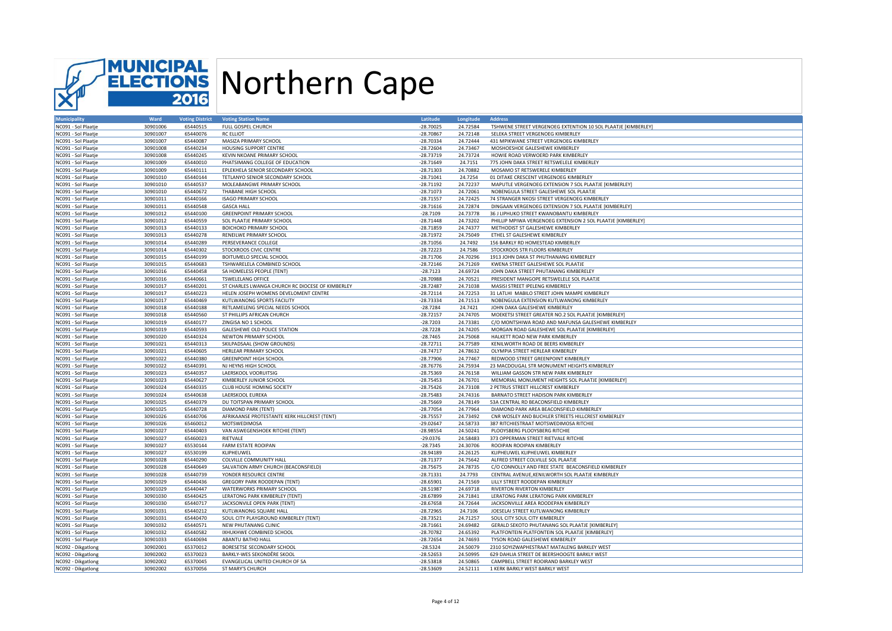# Northern Cape

MUNICIPAL ELECTIONS 2016

| Municipality | Ward | Voting District | Voting Station Name | Latitude | Longitude | Address |
|---|---|---|---|---|---|---|
| NC091 - Sol Plaatje | 30901006 | 65440515 | FULL GOSPEL CHURCH | -28.70025 | 24.72584 | TSHWENE STREET VERGENOEG EXTENTION 10 SOL PLAATJE [KIMBERLEY] |
| NC091 - Sol Plaatje | 30901007 | 65440076 | RC ELLIOT | -28.70867 | 24.72148 | SELEKA STREET VERGENOEG KIMBERLEY |
| NC091 - Sol Plaatje | 30901007 | 65440087 | MASIZA PRIMARY SCHOOL | -28.70334 | 24.72444 | 431 MPIKWANE STREET VERGENOEG KIMBERLEY |
| NC091 - Sol Plaatje | 30901008 | 65440234 | HOUSING SUPPORT CENTRE | -28.72604 | 24.73467 | MOSHOESHOE GALESHEWE KIMBERLEY |
| NC091 - Sol Plaatje | 30901008 | 65440245 | KEVIN NKOANE PRIMARY SCHOOL | -28.73719 | 24.73724 | HOWIE ROAD VERWOERD PARK KIMBERLEY |
| NC091 - Sol Plaatje | 30901009 | 65440010 | PHATSIMANG COLLEGE OF EDUCATION | -28.71649 | 24.7151 | 775 JOHN DAKA STREET RETSWELELE KIMBERLEY |
| NC091 - Sol Plaatje | 30901009 | 65440111 | EPLEKHELA SENIOR SECONDARY SCHOOL | -28.71303 | 24.70882 | MOSAMO ST RETSWERELE KIMBERLEY |
| NC091 - Sol Plaatje | 30901010 | 65440144 | TETLANYO SENIOR SECONDARY SCHOOL | -28.71041 | 24.7254 | 01 DITAKE CRESCENT VERGENOEG KIMBERLEY |
| NC091 - Sol Plaatje | 30901010 | 65440537 | MOLEABANGWE PRIMARY SCHOOL | -28.71192 | 24.72237 | MAPUTLE VERGENOEG EXTENSION 7 SOL PLAATJE [KIMBERLEY] |
| NC091 - Sol Plaatje | 30901010 | 65440672 | THABANE HIGH SCHOOL | -28.71073 | 24.72061 | NOBENGULA STREET GALESHEWE SOL PLAATJE |
| NC091 - Sol Plaatje | 30901011 | 65440166 | ISAGO PRIMARY SCHOOL | -28.71557 | 24.72425 | 74 STRANGER NKOSI STREET VERGENOEG KIMBERLEY |
| NC091 - Sol Plaatje | 30901011 | 65440548 | GASCA HALL | -28.71616 | 24.72874 | DINGAAN VERGENOEG EXTENSION 7 SOL PLAATJE [KIMBERLEY] |
| NC091 - Sol Plaatje | 30901012 | 65440100 | GREENPOINT PRIMARY SCHOOL | -28.7109 | 24.73778 | 36 J LIPHUKO STREET KWANOBANTU KIMBERLEY |
| NC091 - Sol Plaatje | 30901012 | 65440559 | SOL PLAATJE PRIMARY SCHOOL | -28.71448 | 24.73202 | PHILLIP MPIWA VERGENOEG EXTENSION 2 SOL PLAATJE [KIMBERLEY] |
| NC091 - Sol Plaatje | 30901013 | 65440133 | BOICHOKO PRIMARY SCHOOL | -28.71859 | 24.74377 | METHODIST ST GALESHEWE KIMBERLEY |
| NC091 - Sol Plaatje | 30901013 | 65440278 | RENEILWE PRIMARY SCHOOL | -28.71972 | 24.75049 | ETHEL ST GALESHEWE KIMBERLEY |
| NC091 - Sol Plaatje | 30901014 | 65440289 | PERSEVERANCE COLLEGE | -28.71056 | 24.7492 | 156 BARKLY RD HOMESTEAD KIMBERLEY |
| NC091 - Sol Plaatje | 30901014 | 65440302 | STOCKROOS CIVIC CENTRE | -28.72223 | 24.7586 | STOCKROOS STR FLOORS KIMBERLEY |
| NC091 - Sol Plaatje | 30901015 | 65440199 | BOITUMELO SPECIAL SCHOOL | -28.71706 | 24.70296 | 1913 JOHN DAKA ST PHUTHANANG KIMBERLEY |
| NC091 - Sol Plaatje | 30901015 | 65440683 | TSHWARELELA COMBINED SCHOOL | -28.72146 | 24.71269 | KWENA STREET GALESHEWE SOL PLAATJE |
| NC091 - Sol Plaatje | 30901016 | 65440458 | SA HOMELESS PEOPLE (TENT) | -28.7123 | 24.69724 | JOHN DAKA STREET PHUTANANG KIMBERELEY |
| NC091 - Sol Plaatje | 30901016 | 65440661 | TSWELELANG OFFICE | -28.70988 | 24.70521 | PRESIDENT MANGOPE RETSWELELE SOL PLAATJE |
| NC091 - Sol Plaatje | 30901017 | 65440201 | ST CHARLES LWANGA CHURCH RC DIOCESE OF KIMBERLEY | -28.72487 | 24.71038 | MASISI STREET IPELENG KIMBERELY |
| NC091 - Sol Plaatje | 30901017 | 65440223 | HELEN JOSEPH WOMENS DEVELOMENT CENTRE | -28.72114 | 24.72253 | 31 LATLHI MABILO STREET JOHN MAMPE KIMBERLEY |
| NC091 - Sol Plaatje | 30901017 | 65440469 | KUTLWANONG SPORTS FACILITY | -28.73334 | 24.71513 | NOBENGULA EXTENSION KUTLWANONG KIMBERLEY |
| NC091 - Sol Plaatje | 30901018 | 65440188 | RETLAMELENG SPECIAL NEEDS SCHOOL | -28.7284 | 24.7421 | JOHN DAKA GALESHEWE KIMBERLEY |
| NC091 - Sol Plaatje | 30901018 | 65440560 | ST PHILLIPS AFRICAN CHURCH | -28.72157 | 24.74705 | MOEKETSI STREET GREATER NO.2 SOL PLAATJE [KIMBERLEY] |
| NC091 - Sol Plaatje | 30901019 | 65440177 | ZINGISA NO 1 SCHOOL | -28.7203 | 24.73381 | C/O MONTSHIWA ROAD AND MAFUNSA GALESHEWE KIMBERLEY |
| NC091 - Sol Plaatje | 30901019 | 65440593 | GALESHEWE OLD POLICE STATION | -28.7228 | 24.74205 | MORGAN ROAD GALESHEWE SOL PLAATJE [KIMBERLEY] |
| NC091 - Sol Plaatje | 30901020 | 65440324 | NEWTON PRIMARY SCHOOL | -28.7465 | 24.75068 | HALKETT ROAD NEW PARK KIMBERLEY |
| NC091 - Sol Plaatje | 30901021 | 65440313 | SKILPADSAAL (SHOW GROUNDS) | -28.72711 | 24.77589 | KENILWORTH ROAD DE BEERS KIMBERLEY |
| NC091 - Sol Plaatje | 30901021 | 65440605 | HERLEAR PRIMARY SCHOOL | -28.74717 | 24.78632 | OLYMPIA STREET HERLEAR KIMBERLEY |
| NC091 - Sol Plaatje | 30901022 | 65440380 | GREENPOINT HIGH SCHOOL | -28.77906 | 24.77467 | REDWOOD STREET GREENPOINT KIMBERLEY |
| NC091 - Sol Plaatje | 30901022 | 65440391 | NJ HEYNS HIGH SCHOOL | -28.76776 | 24.75934 | 23 MACDOUGAL STR MONUMENT HEIGHTS KIMBERLEY |
| NC091 - Sol Plaatje | 30901023 | 65440357 | LAERSKOOL VOORUITSIG | -28.75369 | 24.76158 | WILLIAM GASSON STR NEW PARK KIMBERLEY |
| NC091 - Sol Plaatje | 30901023 | 65440627 | KIMBERLEY JUNIOR SCHOOL | -28.75453 | 24.76701 | MEMORIAL MONUMENT HEIGHTS SOL PLAATJE [KIMBERLEY] |
| NC091 - Sol Plaatje | 30901024 | 65440335 | CLUB HOUSE HOMING SOCIETY | -28.75426 | 24.73108 | 2 PETRUS STREET HILLCREST KIMBERLEY |
| NC091 - Sol Plaatje | 30901024 | 65440638 | LAERSKOOL EUREKA | -28.75483 | 24.74316 | BARNATO STREET HADISON PARK KIMBERLEY |
| NC091 - Sol Plaatje | 30901025 | 65440379 | DU TOITSPAN PRIMARY SCHOOL | -28.75669 | 24.78149 | 53A CENTRAL RD BEACONSFIELD KIMBERLEY |
| NC091 - Sol Plaatje | 30901025 | 65440728 | DIAMOND PARK (TENT) | -28.77054 | 24.77964 | DIAMOND PARK AREA BEACONSFIELD KIMBERLEY |
| NC091 - Sol Plaatje | 30901026 | 65440706 | AFRIKAANSE PROTESTANTE KERK HILLCREST (TENT) | -28.75557 | 24.73492 | CNR WOSLEY AND BUCHLER STREETS HILLCREST KIMBERLEY |
| NC091 - Sol Plaatje | 30901026 | 65460012 | MOTSWEDIMOSA | -29.02647 | 24.58733 | 387 RITCHIESTRAAT MOTSWEDIMOSA RITCHIE |
| NC091 - Sol Plaatje | 30901027 | 65440403 | VAN ASWEGENSHOEK RITCHIE (TENT) | -28.98554 | 24.50241 | PLOOYSBERG PLOOYSBERG RITCHIE |
| NC091 - Sol Plaatje | 30901027 | 65460023 | RIETVALE | -29.0376 | 24.58483 | 373 OPPERMAN STREET RIETVALE RITCHIE |
| NC091 - Sol Plaatje | 30901027 | 65530144 | FARM ESTATE ROOIPAN | -28.7345 | 24.30706 | ROOIPAN ROOIPAN KIMBERLEY |
| NC091 - Sol Plaatje | 30901027 | 65530199 | KLIPHEUWEL | -28.94189 | 24.26125 | KLIPHEUWEL KLIPHEUWEL KIMBERLEY |
| NC091 - Sol Plaatje | 30901028 | 65440290 | COLVILLE COMMUNITY HALL | -28.71377 | 24.75642 | ALFRED STREET COLVILLE SOL PLAATJE |
| NC091 - Sol Plaatje | 30901028 | 65440649 | SALVATION ARMY CHURCH (BEACONSFIELD) | -28.75675 | 24.78735 | C/O CONNOLLY AND FREE STATE BEACONSFIELD KIMBERLEY |
| NC091 - Sol Plaatje | 30901028 | 65440739 | YONDER RESOURCE CENTRE | -28.71331 | 24.7793 | CENTRAL AVENUE,KENILWORTH SOL PLAATJE KIMBERLEY |
| NC091 - Sol Plaatje | 30901029 | 65440436 | GREGORY PARK ROODEPAN (TENT) | -28.65901 | 24.71569 | LILLY STREET ROODEPAN KIMBERLEY |
| NC091 - Sol Plaatje | 30901029 | 65440447 | WATERWORKS PRIMARY SCHOOL | -28.51987 | 24.69718 | RIVERTON RIVERTON KIMBERLEY |
| NC091 - Sol Plaatje | 30901030 | 65440425 | LERATONG PARK KIMBERLEY (TENT) | -28.67899 | 24.71841 | LERATONG PARK LERATONG PARK KIMBERLEY |
| NC091 - Sol Plaatje | 30901030 | 65440717 | JACKSONVILE OPEN PARK (TENT) | -28.67658 | 24.72644 | JACKSONVILLE AREA ROODEPAN KIMBERLEY |
| NC091 - Sol Plaatje | 30901031 | 65440212 | KUTLWANONG SQUARE HALL | -28.72965 | 24.7106 | JOESELAI STREET KUTLWANONG KIMBERLEY |
| NC091 - Sol Plaatje | 30901031 | 65440470 | SOUL CITY PLAYGROUND KIMBERLEY (TENT) | -28.73521 | 24.71257 | SOUL CITY SOUL CITY KIMBERLEY |
| NC091 - Sol Plaatje | 30901032 | 65440571 | NEW PHUTANANG CLINIC | -28.71661 | 24.69482 | GERALD SEKOTO PHUTANANG SOL PLAATJE [KIMBERLEY] |
| NC091 - Sol Plaatje | 30901032 | 65440582 | IXHUKHWE COMBINED SCHOOL | -28.70782 | 24.65392 | PLATFONTEIN PLATFONTEIN SOL PLAATJE [KIMBERLEY] |
| NC091 - Sol Plaatje | 30901033 | 65440694 | ABANTU BATHO HALL | -28.72654 | 24.74693 | TYSON ROAD GALESHEWE KIMBERLEY |
| NC092 - Dikgatlong | 30902001 | 65370012 | BORESETSE SECONDARY SCHOOL | -28.5324 | 24.50079 | 2310 SOYIZWAPHESTRAAT MATALENG BARKLEY WEST |
| NC092 - Dikgatlong | 30902002 | 65370023 | BARKLY-WES SEKONDÊRE SKOOL | -28.52653 | 24.50995 | 629 DAHLIA STREET DE BEERSHOOGTE BARKLY WEST |
| NC092 - Dikgatlong | 30902002 | 65370045 | EVANGELICAL UNITED CHURCH OF SA | -28.53818 | 24.50865 | CAMPBELL STREET ROOIRAND BARKLEY WEST |
| NC092 - Dikgatlong | 30902002 | 65370056 | ST MARY'S CHURCH | -28.53609 | 24.52111 | 1 KERK BARKLY WEST BARKLY WEST |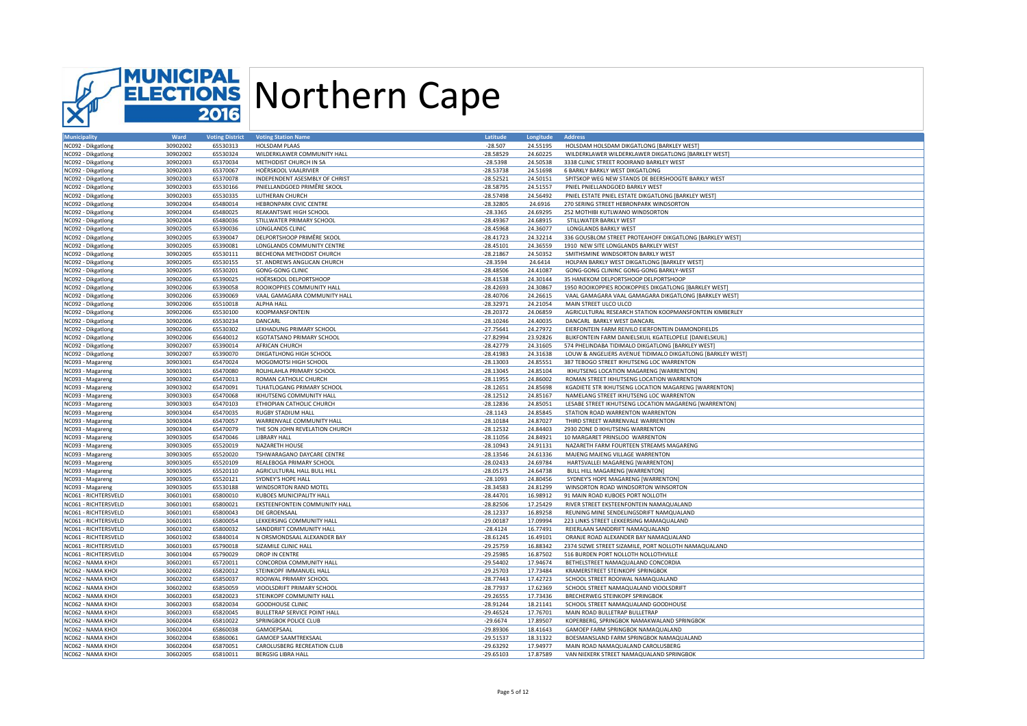# MUNICIPAL ELECTIONS 2016 Northern Cape

| Municipality | Ward | Voting District | Voting Station Name | Latitude | Longitude | Address |
|---|---|---|---|---|---|---|
| NC092 - Dikgatlong | 30902002 | 65530313 | HOLSDAM PLAAS | -28.507 | 24.55195 | HOLSDAM HOLSDAM DIKGATLONG [BARKLEY WEST] |
| NC092 - Dikgatlong | 30902002 | 65530324 | WILDERKLAWER COMMUNITY HALL | -28.58529 | 24.60225 | WILDERKLAWER WILDERKLAWER DIKGATLONG [BARKLEY WEST] |
| NC092 - Dikgatlong | 30902003 | 65370034 | METHODIST CHURCH IN SA | -28.5398 | 24.50538 | 3338 CLINIC STREET ROOIRAND BARKLEY WEST |
| NC092 - Dikgatlong | 30902003 | 65370067 | HOËRSKOOL VAALRIVIER | -28.53738 | 24.51698 | 6 BARKLY BARKLY WEST DIKGATLONG |
| NC092 - Dikgatlong | 30902003 | 65370078 | INDEPENDENT ASESMBLY OF CHRIST | -28.52521 | 24.50151 | SPITSKOP WEG NEW STANDS DE BEERSHOOGTE BARKLY WEST |
| NC092 - Dikgatlong | 30902003 | 65530166 | PNIELLANDGOED PRIMÊRE SKOOL | -28.58795 | 24.51557 | PNIEL PNIELLANDGOED BARKLY WEST |
| NC092 - Dikgatlong | 30902003 | 65530335 | LUTHERAN CHURCH | -28.57498 | 24.56492 | PNIEL ESTATE PNIEL ESTATE DIKGATLONG [BARKLEY WEST] |
| NC092 - Dikgatlong | 30902004 | 65480014 | HEBRONPARK CIVIC CENTRE | -28.32805 | 24.6916 | 270 SERING STREET HEBRONPARK WINDSORTON |
| NC092 - Dikgatlong | 30902004 | 65480025 | REAKANTSWE HIGH SCHOOL | -28.3365 | 24.69295 | 252 MOTHIBI KUTLWANO WINDSORTON |
| NC092 - Dikgatlong | 30902004 | 65480036 | STILLWATER PRIMARY SCHOOL | -28.49367 | 24.68915 | STILLWATER BARKLY WEST |
| NC092 - Dikgatlong | 30902005 | 65390036 | LONGLANDS CLINIC | -28.45968 | 24.36077 | LONGLANDS BARKLY WEST |
| NC092 - Dikgatlong | 30902005 | 65390047 | DELPORTSHOOP PRIMÊRE SKOOL | -28.41723 | 24.32214 | 336 GOUSBLOM STREET PROTEAHOFF DIKGATLONG [BARKLEY WEST] |
| NC092 - Dikgatlong | 30902005 | 65390081 | LONGLANDS COMMUNITY CENTRE | -28.45101 | 24.36559 | 1910 NEW SITE LONGLANDS BARKLEY WEST |
| NC092 - Dikgatlong | 30902005 | 65530111 | BECHEONA METHODIST CHURCH | -28.21867 | 24.50352 | SMITHSMINE WINDSORTON BARKLY WEST |
| NC092 - Dikgatlong | 30902005 | 65530155 | ST. ANDREWS ANGLICAN CHURCH | -28.3594 | 24.6414 | HOLPAN BARKLY WEST DIKGATLONG [BARKLEY WEST] |
| NC092 - Dikgatlong | 30902005 | 65530201 | GONG-GONG CLINIC | -28.48506 | 24.41087 | GONG-GONG CLININC GONG-GONG BARKLY-WEST |
| NC092 - Dikgatlong | 30902006 | 65390025 | HOËRSKOOL DELPORTSHOOP | -28.41538 | 24.30144 | 35 HANEKOM DELPORTSHOOP DELPORTSHOOP |
| NC092 - Dikgatlong | 30902006 | 65390058 | ROOIKOPPIES COMMUNITY HALL | -28.42693 | 24.30867 | 1950 ROOIKOPPIES ROOIKOPPIES DIKGATLONG [BARKLEY WEST] |
| NC092 - Dikgatlong | 30902006 | 65390069 | VAAL GAMAGARA COMMUNITY HALL | -28.40706 | 24.26615 | VAAL GAMAGARA VAAL GAMAGARA DIKGATLONG [BARKLEY WEST] |
| NC092 - Dikgatlong | 30902006 | 65510018 | ALPHA HALL | -28.32971 | 24.21054 | MAIN STREET ULCO ULCO |
| NC092 - Dikgatlong | 30902006 | 65530100 | KOOPMANSFONTEIN | -28.20372 | 24.06859 | AGRICULTURAL RESEARCH STATION KOOPMANSFONTEIN KIMBERLEY |
| NC092 - Dikgatlong | 30902006 | 65530234 | DANCARL | -28.10246 | 24.40035 | DANCARL BARKLY WEST DANCARL |
| NC092 - Dikgatlong | 30902006 | 65530302 | LEKHADUNG PRIMARY SCHOOL | -27.75641 | 24.27972 | EIERFONTEIN FARM REIVILO EIERFONTEIN DIAMONDFIELDS |
| NC092 - Dikgatlong | 30902006 | 65640012 | KGOTATSANO PRIMARY SCHOOL | -27.82994 | 23.92826 | BLIKFONTEIN FARM DANIELSKUIL KGATELOPELE [DANIELSKUIL] |
| NC092 - Dikgatlong | 30902007 | 65390014 | AFRICAN CHURCH | -28.42779 | 24.31605 | 574 PHELINDABA TIDIMALO DIKGATLONG [BARKLEY WEST] |
| NC092 - Dikgatlong | 30902007 | 65390070 | DIKGATLHONG HIGH SCHOOL | -28.41983 | 24.31638 | LOUW & ANGELIERS AVENUE TIDIMALO DIKGATLONG [BARKLEY WEST] |
| NC093 - Magareng | 30903001 | 65470024 | MOGOMOTSI HIGH SCHOOL | -28.13003 | 24.85551 | 387 TEBOGO STREET IKHUTSENG LOC WARRENTON |
| NC093 - Magareng | 30903001 | 65470080 | ROLIHLAHLA PRIMARY SCHOOL | -28.13045 | 24.85104 | IKHUTSENG LOCATION MAGARENG [WARRENTON] |
| NC093 - Magareng | 30903002 | 65470013 | ROMAN CATHOLIC CHURCH | -28.11955 | 24.86002 | ROMAN STREET IKHUTSENG LOCATION WARRENTON |
| NC093 - Magareng | 30903002 | 65470091 | TLHATLOGANG PRIMARY SCHOOL | -28.12651 | 24.85698 | KGADIETE STR IKHUTSENG LOCATION MAGARENG [WARRENTON] |
| NC093 - Magareng | 30903003 | 65470068 | IKHUTSENG COMMUNITY HALL | -28.12512 | 24.85167 | NAMELANG STREET IKHUTSENG LOC WARRENTON |
| NC093 - Magareng | 30903003 | 65470103 | ETHIOPIAN CATHOLIC CHURCH | -28.12836 | 24.85051 | LESABE STREET IKHUTSENG LOCATION MAGARENG [WARRENTON] |
| NC093 - Magareng | 30903004 | 65470035 | RUGBY STADIUM HALL | -28.1143 | 24.85845 | STATION ROAD WARRENTON WARRENTON |
| NC093 - Magareng | 30903004 | 65470057 | WARRENVALE COMMUNITY HALL | -28.10184 | 24.87027 | THIRD STREET WARRENVALE WARRENTON |
| NC093 - Magareng | 30903004 | 65470079 | THE SON JOHN REVELATION CHURCH | -28.12532 | 24.84403 | 2930 ZONE D IKHUTSENG WARRENTON |
| NC093 - Magareng | 30903005 | 65470046 | LIBRARY HALL | -28.11056 | 24.84921 | 10 MARGARET PRINSLOO WARRENTON |
| NC093 - Magareng | 30903005 | 65520019 | NAZARETH HOUSE | -28.10943 | 24.91131 | NAZARETH FARM FOURTEEN STREAMS MAGARENG |
| NC093 - Magareng | 30903005 | 65520020 | TSHWARAGANO DAYCARE CENTRE | -28.13546 | 24.61336 | MAJENG MAJENG VILLAGE WARRENTON |
| NC093 - Magareng | 30903005 | 65520109 | REALEBOGA PRIMARY SCHOOL | -28.02433 | 24.69784 | HARTSVALLEI MAGARENG [WARRENTON] |
| NC093 - Magareng | 30903005 | 65520110 | AGRICULTURAL HALL BULL HILL | -28.05175 | 24.64738 | BULL HILL MAGARENG [WARRENTON] |
| NC093 - Magareng | 30903005 | 65520121 | SYDNEY'S HOPE HALL | -28.1093 | 24.80456 | SYDNEY'S HOPE MAGARENG [WARRENTON] |
| NC093 - Magareng | 30903005 | 65530188 | WINDSORTON RAND MOTEL | -28.34583 | 24.81299 | WINSORTON ROAD WINDSORTON WINSORTON |
| NC061 - RICHTERSVELD | 30601001 | 65800010 | KUBOES MUNICIPALITY HALL | -28.44701 | 16.98912 | 91 MAIN ROAD KUBOES PORT NOLLOTH |
| NC061 - RICHTERSVELD | 30601001 | 65800021 | EKSTEENFONTEIN COMMUNITY HALL | -28.82506 | 17.25429 | RIVER STREET EKSTEENFONTEIN NAMAQUALAND |
| NC061 - RICHTERSVELD | 30601001 | 65800043 | DIE GROENSAAL | -28.12337 | 16.89258 | REUNING MINE SENDELINGSDRIFT NAMQUALAND |
| NC061 - RICHTERSVELD | 30601001 | 65800054 | LEKKERSING COMMUNITY HALL | -29.00187 | 17.09994 | 223 LINKS STREET LEKKERSING MAMAQUALAND |
| NC061 - RICHTERSVELD | 30601002 | 65800032 | SANDDRIFT COMMUNITY HALL | -28.4124 | 16.77491 | REIERLAAN SANDDRIFT NAMAQUALAND |
| NC061 - RICHTERSVELD | 30601002 | 65840014 | N ORSMONDSAAL ALEXANDER BAY | -28.61245 | 16.49101 | ORANJE ROAD ALEXANDER BAY NAMAQUALAND |
| NC061 - RICHTERSVELD | 30601003 | 65790018 | SIZAMILE CLINIC HALL | -29.25759 | 16.88342 | 2374 SIZWE STREET SIZAMILE, PORT NOLLOTH NAMAQUALAND |
| NC061 - RICHTERSVELD | 30601004 | 65790029 | DROP IN CENTRE | -29.25985 | 16.87502 | 516 BURDEN PORT NOLLOTH NOLLOTHVILLE |
| NC062 - NAMA KHOI | 30602001 | 65720011 | CONCORDIA COMMUNITY HALL | -29.54402 | 17.94674 | BETHELSTREET NAMAQUALAND CONCORDIA |
| NC062 - NAMA KHOI | 30602002 | 65820012 | STEINKOPF IMMANUEL HALL | -29.25703 | 17.73484 | KRAMERSTREET STEINKOPF SPRINGBOK |
| NC062 - NAMA KHOI | 30602002 | 65850037 | ROOIWAL PRIMARY SCHOOL | -28.77443 | 17.42723 | SCHOOL STREET ROOIWAL NAMAQUALAND |
| NC062 - NAMA KHOI | 30602002 | 65850059 | VIOOLSDRIFT PRIMARY SCHOOL | -28.77937 | 17.62369 | SCHOOL STREET NAMAQUALAND VIOOLSDRIFT |
| NC062 - NAMA KHOI | 30602003 | 65820023 | STEINKOPF COMMUNITY HALL | -29.26555 | 17.73436 | BRECHERWEG STEINKOPF SPRINGBOK |
| NC062 - NAMA KHOI | 30602003 | 65820034 | GOODHOUSE CLINIC | -28.91244 | 18.21141 | SCHOOL STREET NAMAQUALAND GOODHOUSE |
| NC062 - NAMA KHOI | 30602003 | 65820045 | BULLETRAP SERVICE POINT HALL | -29.46524 | 17.76701 | MAIN ROAD BULLETRAP BULLETRAP |
| NC062 - NAMA KHOI | 30602004 | 65810022 | SPRINGBOK POLICE CLUB | -29.6674 | 17.89507 | KOPERBERG, SPRINGBOK NAMAKWALAND SPRINGBOK |
| NC062 - NAMA KHOI | 30602004 | 65860038 | GAMOEPSAAL | -29.89306 | 18.41643 | GAMOEP FARM SPRINGBOK NAMAQUALAND |
| NC062 - NAMA KHOI | 30602004 | 65860061 | GAMOEP SAAMTREKSAAL | -29.51537 | 18.31322 | BOESMANSLAND FARM SPRINGBOK NAMAQUALAND |
| NC062 - NAMA KHOI | 30602004 | 65870051 | CAROLUSBERG RECREATION CLUB | -29.63292 | 17.94977 | MAIN ROAD NAMAQUALAND CAROLUSBERG |
| NC062 - NAMA KHOI | 30602005 | 65810011 | BERGSIG LIBRA HALL | -29.65103 | 17.87589 | VAN NIEKERK STREET NAMAQUALAND SPRINGBOK |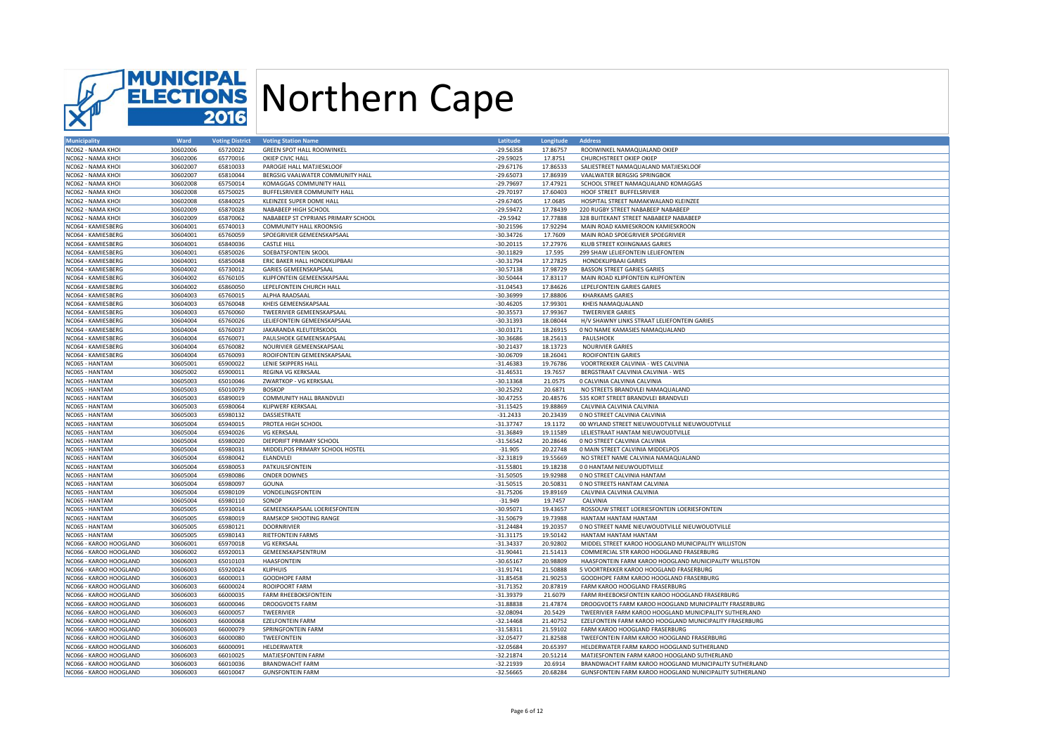# Northern Cape

| Municipality | Ward | Voting District | Voting Station Name | Latitude | Longitude | Address |
|---|---|---|---|---|---|---|
| NC062 - NAMA KHOI | 30602006 | 65720022 | GREEN SPOT HALL ROOIWINKEL | -29.56358 | 17.86757 | ROOIWINKEL NAMAQUALAND OKIEP |
| NC062 - NAMA KHOI | 30602006 | 65770016 | OKIEP CIVIC HALL | -29.59025 | 17.8751 | CHURCHSTREET OKIEP OKIEP |
| NC062 - NAMA KHOI | 30602007 | 65810033 | PAROGIE HALL MATJIESKLOOF | -29.67176 | 17.86533 | SALIESTREET NAMAQUALAND MATJIESKLOOF |
| NC062 - NAMA KHOI | 30602007 | 65810044 | BERGSIG VAALWATER COMMUNITY HALL | -29.65073 | 17.86939 | VAALWATER BERGSIG SPRINGBOK |
| NC062 - NAMA KHOI | 30602008 | 65750014 | KOMAGGAS COMMUNITY HALL | -29.79697 | 17.47921 | SCHOOL STREET NAMAQUALAND KOMAGGAS |
| NC062 - NAMA KHOI | 30602008 | 65750025 | BUFFELSRIVIER COMMUNITY HALL | -29.70197 | 17.60403 | HOOF STREET BUFFELSRIVIER |
| NC062 - NAMA KHOI | 30602008 | 65840025 | KLEINZEE SUPER DOME HALL | -29.67405 | 17.0685 | HOSPITAL STREET NAMAKWALAND KLEINZEE |
| NC062 - NAMA KHOI | 30602009 | 65870028 | NABABEEP HIGH SCHOOL | -29.59472 | 17.78439 | 220 RUGBY STREET NABABEEP NABABEEP |
| NC062 - NAMA KHOI | 30602009 | 65870062 | NABABEEP ST CYPRIANS PRIMARY SCHOOL | -29.5942 | 17.77888 | 328 BUITEKANT STREET NABABEEP NABABEEP |
| NC064 - KAMIESBERG | 30604001 | 65740013 | COMMUNITY HALL KROONSIG | -30.21596 | 17.92294 | MAIN ROAD KAMIESKROON KAMIESKROON |
| NC064 - KAMIESBERG | 30604001 | 65760059 | SPOEGRIVIER GEMEENSKAPSAAL | -30.34726 | 17.7609 | MAIN ROAD SPOEGRIVIER SPOEGRIVIER |
| NC064 - KAMIESBERG | 30604001 | 65840036 | CASTLE HILL | -30.20115 | 17.27976 | KLUB STREET KOIINGNAAS GARIES |
| NC064 - KAMIESBERG | 30604001 | 65850026 | SOEBATSFONTEIN SKOOL | -30.11829 | 17.595 | 299 SHAW LELIEFONTEIN LELIEFONTEIN |
| NC064 - KAMIESBERG | 30604001 | 65850048 | ERIC BAKER HALL HONDEKLIPBAAI | -30.31794 | 17.27825 | HONDEKLIPBAAI GARIES |
| NC064 - KAMIESBERG | 30604002 | 65730012 | GARIES GEMEENSKAPSAAL | -30.57138 | 17.98729 | BASSON STREET GARIES GARIES |
| NC064 - KAMIESBERG | 30604002 | 65760105 | KLIPFONTEIN GEMEENSKAPSAAL | -30.50444 | 17.83117 | MAIN ROAD KLIPFONTEIN KLIPFONTEIN |
| NC064 - KAMIESBERG | 30604002 | 65860050 | LEPELFONTEIN CHURCH HALL | -31.04543 | 17.84626 | LEPELFONTEIN GARIES GARIES |
| NC064 - KAMIESBERG | 30604003 | 65760015 | ALPHA RAADSAAL | -30.36999 | 17.88806 | KHARKAMS GARIES |
| NC064 - KAMIESBERG | 30604003 | 65760048 | KHEIS GEMEENSKAPSAAL | -30.46205 | 17.99301 | KHEIS NAMAQUALAND |
| NC064 - KAMIESBERG | 30604003 | 65760060 | TWEERIVIER GEMEENSKAPSAAL | -30.35573 | 17.99367 | TWEERIVIER GARIES |
| NC064 - KAMIESBERG | 30604004 | 65760026 | LELIEFONTEIN GEMEENSKAPSAAL | -30.31393 | 18.08044 | H/V SHAWNY LINKS STRAAT LELIEFONTEIN GARIES |
| NC064 - KAMIESBERG | 30604004 | 65760037 | JAKARANDA KLEUTERSKOOL | -30.03171 | 18.26915 | 0 NO NAME KAMASIES NAMAQUALAND |
| NC064 - KAMIESBERG | 30604004 | 65760071 | PAULSHOEK GEMEENSKAPSAAL | -30.36686 | 18.25613 | PAULSHOEK |
| NC064 - KAMIESBERG | 30604004 | 65760082 | NOURIVIER GEMEENSKAPSAAL | -30.21437 | 18.13723 | NOURIVIER GARIES |
| NC064 - KAMIESBERG | 30604004 | 65760093 | ROOIFONTEIN GEMEENSKAPSAAL | -30.06709 | 18.26041 | ROOIFONTEIN GARIES |
| NC065 - HANTAM | 30605001 | 65900022 | LENIE SKIPPERS HALL | -31.46383 | 19.76786 | VOORTREKKER CALVINIA - WES CALVINIA |
| NC065 - HANTAM | 30605002 | 65900011 | REGINA VG KERKSAAL | -31.46531 | 19.7657 | BERGSTRAAT CALVINIA CALVINIA - WES |
| NC065 - HANTAM | 30605003 | 65010046 | ZWARTKOP - VG KERKSAAL | -30.13368 | 21.0575 | 0 CALVINIA CALVINIA CALVINIA |
| NC065 - HANTAM | 30605003 | 65010079 | BOSKOP | -30.25292 | 20.6871 | NO STREETS BRANDVLEI NAMAQUALAND |
| NC065 - HANTAM | 30605003 | 65890019 | COMMUNITY HALL BRANDVLEI | -30.47255 | 20.48576 | 535 KORT STREET BRANDVLEI BRANDVLEI |
| NC065 - HANTAM | 30605003 | 65980064 | KLIPWERF KERKSAAL | -31.15425 | 19.88869 | CALVINIA CALVINIA CALVINIA |
| NC065 - HANTAM | 30605003 | 65980132 | DASSIESTRATE | -31.2433 | 20.23439 | 0 NO STREET CALVINIA CALVINIA |
| NC065 - HANTAM | 30605004 | 65940015 | PROTEA HIGH SCHOOL | -31.37747 | 19.1172 | 00 WYLAND STREET NIEUWOUDTVILLE NIEUWOUDTVILLE |
| NC065 - HANTAM | 30605004 | 65940026 | VG KERKSAAL | -31.36849 | 19.11589 | LELIESTRAAT HANTAM NIEUWOUDTVILLE |
| NC065 - HANTAM | 30605004 | 65980020 | DIEPDRIFT PRIMARY SCHOOL | -31.56542 | 20.28646 | 0 NO STREET CALVINIA CALVINIA |
| NC065 - HANTAM | 30605004 | 65980031 | MIDDELPOS PRIMARY SCHOOL HOSTEL | -31.905 | 20.22748 | 0 MAIN STREET CALVINIA MIDDELPOS |
| NC065 - HANTAM | 30605004 | 65980042 | ELANDVLEI | -32.31819 | 19.55669 | NO STREET NAME CALVINIA NAMAQUALAND |
| NC065 - HANTAM | 30605004 | 65980053 | PATKUILSFONTEIN | -31.55801 | 19.18238 | 0 0 HANTAM NIEUWOUDTVILLE |
| NC065 - HANTAM | 30605004 | 65980086 | ONDER DOWNES | -31.50505 | 19.92988 | 0 NO STREET CALVINIA HANTAM |
| NC065 - HANTAM | 30605004 | 65980097 | GOUNA | -31.50515 | 20.50831 | 0 NO STREETS HANTAM CALVINIA |
| NC065 - HANTAM | 30605004 | 65980109 | VONDELINGSFONTEIN | -31.75206 | 19.89169 | CALVINIA CALVINIA CALVINIA |
| NC065 - HANTAM | 30605004 | 65980110 | SONOP | -31.949 | 19.7457 | CALVINIA |
| NC065 - HANTAM | 30605005 | 65930014 | GEMEENSKAPSAAL LOERIESFONTEIN | -30.95071 | 19.43657 | ROSSOUW STREET LOERIESFONTEIN LOERIESFONTEIN |
| NC065 - HANTAM | 30605005 | 65980019 | RAMSKOP SHOOTING RANGE | -31.50679 | 19.73988 | HANTAM HANTAM HANTAM |
| NC065 - HANTAM | 30605005 | 65980121 | DOORNRIVIER | -31.24484 | 19.20357 | 0 NO STREET NAME NIEUWOUDTVILLE NIEUWOUDTVILLE |
| NC065 - HANTAM | 30605005 | 65980143 | RIETFONTEIN FARMS | -31.31175 | 19.50142 | HANTAM HANTAM HANTAM |
| NC066 - KAROO HOOGLAND | 30606001 | 65970018 | VG KERKSAAL | -31.34337 | 20.92802 | MIDDEL STREET KAROO HOOGLAND MUNICIPALITY WILLISTON |
| NC066 - KAROO HOOGLAND | 30606002 | 65920013 | GEMEENSKAPSENTRUM | -31.90441 | 21.51413 | COMMERCIAL STR KAROO HOOGLAND FRASERBURG |
| NC066 - KAROO HOOGLAND | 30606003 | 65010103 | HAASFONTEIN | -30.65167 | 20.98809 | HAASFONTEIN FARM KAROO HOOGLAND MUNICIPALITY WILLISTON |
| NC066 - KAROO HOOGLAND | 30606003 | 65920024 | KLIPHUIS | -31.91741 | 21.50888 | 5 VOORTREKKER KAROO HOOGLAND FRASERBURG |
| NC066 - KAROO HOOGLAND | 30606003 | 66000013 | GOODHOPE FARM | -31.85458 | 21.90253 | GOODHOPE FARM KAROO HOOGLAND FRASERBURG |
| NC066 - KAROO HOOGLAND | 30606003 | 66000024 | ROOIPOORT FARM | -31.71352 | 20.87819 | FARM KAROO HOOGLAND FRASERBURG |
| NC066 - KAROO HOOGLAND | 30606003 | 66000035 | FARM RHEEBOKSFONTEIN | -31.39379 | 21.6079 | FARM RHEEBOKSFONTEIN KAROO HOOGLAND FRASERBURG |
| NC066 - KAROO HOOGLAND | 30606003 | 66000046 | DROOGVOETS FARM | -31.88838 | 21.47874 | DROOGVOETS FARM KAROO HOOGLAND MUNICIPALITY FRASERBURG |
| NC066 - KAROO HOOGLAND | 30606003 | 66000057 | TWEERIVIER | -32.08094 | 20.5429 | TWEERIVIER FARM KAROO HOOGLAND MUNICIPALITY SUTHERLAND |
| NC066 - KAROO HOOGLAND | 30606003 | 66000068 | EZELFONTEIN FARM | -32.14468 | 21.40752 | EZELFONTEIN FARM KAROO HOOGLAND MUNICIPALITY FRASERBURG |
| NC066 - KAROO HOOGLAND | 30606003 | 66000079 | SPRINGFONTEIN FARM | -31.58311 | 21.59102 | FARM KAROO HOOGLAND FRASERBURG |
| NC066 - KAROO HOOGLAND | 30606003 | 66000080 | TWEEFONTEIN | -32.05477 | 21.82588 | TWEEFONTEIN FARM KAROO HOOGLAND FRASERBURG |
| NC066 - KAROO HOOGLAND | 30606003 | 66000091 | HELDERWATER | -32.05684 | 20.65397 | HELDERWATER FARM KAROO HOOGLAND SUTHERLAND |
| NC066 - KAROO HOOGLAND | 30606003 | 66010025 | MATJESFONTEIN FARM | -32.21874 | 20.51214 | MATJESFONTEIN FARM KAROO HOOGLAND SUTHERLAND |
| NC066 - KAROO HOOGLAND | 30606003 | 66010036 | BRANDWACHT FARM | -32.21939 | 20.6914 | BRANDWACHT FARM KAROO HOOGLAND MUNICIPALITY SUTHERLAND |
| NC066 - KAROO HOOGLAND | 30606003 | 66010047 | GUNSFONTEIN FARM | -32.56665 | 20.68284 | GUNSFONTEIN FARM KAROO HOOGLAND NUNICIPALITY SUTHERLAND |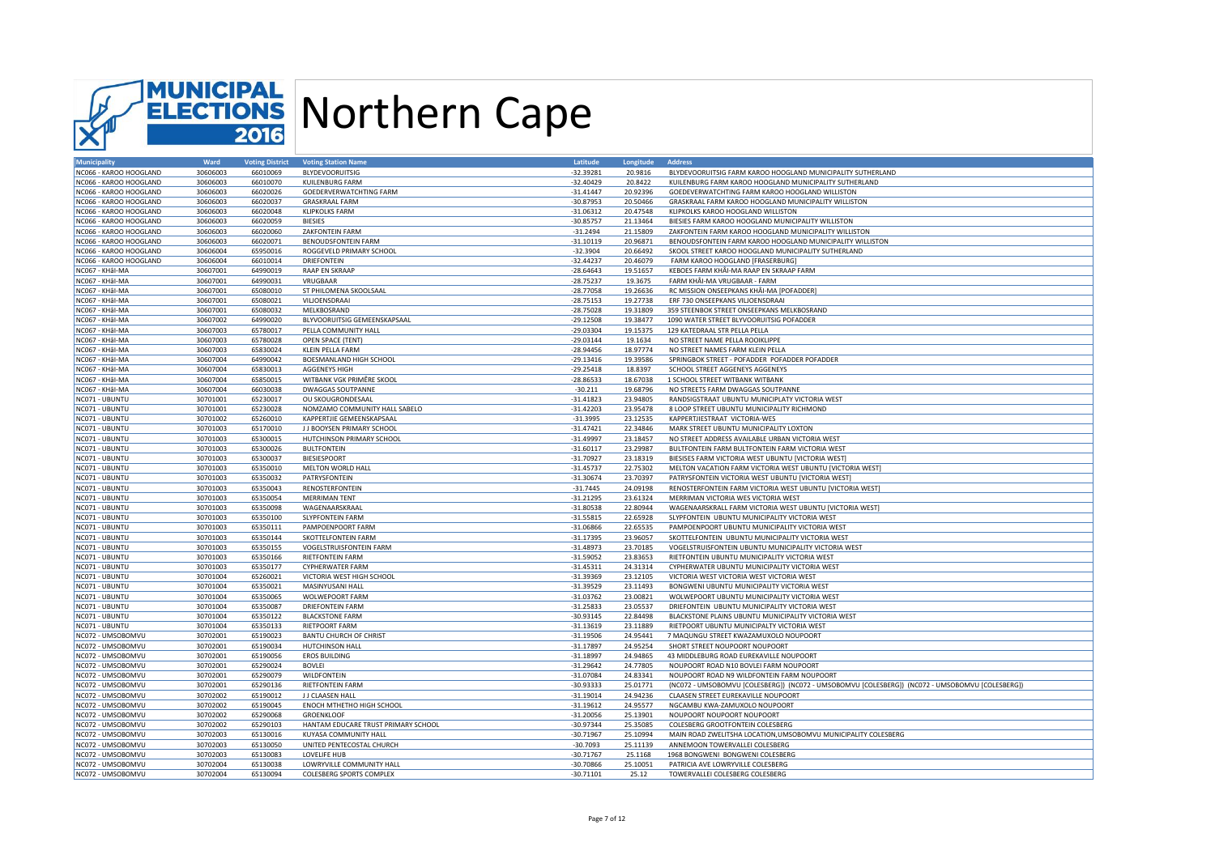# MUNICIPAL ELECTIONS 2016 Northern Cape

| Municipality | Ward | Voting District | Voting Station Name | Latitude | Longitude | Address |
|---|---|---|---|---|---|---|
| NC066 - KAROO HOOGLAND | 30606003 | 66010069 | BLYDEVOORUITSIG | -32.39281 | 20.9816 | BLYDEVOORUITSIG FARM KAROO HOOGLAND MUNICIPALITY SUTHERLAND |
| NC066 - KAROO HOOGLAND | 30606003 | 66010070 | KUILENBURG FARM | -32.40429 | 20.8422 | KUILENBURG FARM KAROO HOOGLAND MUNICIPALITY SUTHERLAND |
| NC066 - KAROO HOOGLAND | 30606003 | 66020026 | GOEDERVERWATCHTING FARM | -31.41447 | 20.92396 | GOEDEVERWATCHTING FARM KAROO HOOGLAND WILLISTON |
| NC066 - KAROO HOOGLAND | 30606003 | 66020037 | GRASKRAAL FARM | -30.87953 | 20.50466 | GRASKRAAL FARM KAROO HOOGLAND MUNICIPALITY WILLISTON |
| NC066 - KAROO HOOGLAND | 30606003 | 66020048 | KLIPKOLKS FARM | -31.06312 | 20.47548 | KLIPKOLKS KAROO HOOGLAND WILLISTON |
| NC066 - KAROO HOOGLAND | 30606003 | 66020059 | BIESIES | -30.85757 | 21.13464 | BIESIES FARM KAROO HOOGLAND MUNICIPALITY WILLISTON |
| NC066 - KAROO HOOGLAND | 30606003 | 66020060 | ZAKFONTEIN FARM | -31.2494 | 21.15809 | ZAKFONTEIN FARM KAROO HOOGLAND MUNICIPALITY WILLISTON |
| NC066 - KAROO HOOGLAND | 30606003 | 66020071 | BENOUDSFONTEIN FARM | -31.10119 | 20.96871 | BENOUDSFONTEIN FARM KAROO HOOGLAND MUNICIPALITY WILLISTON |
| NC066 - KAROO HOOGLAND | 30606004 | 65950016 | ROGGEVELD PRIMARY SCHOOL | -32.3904 | 20.66492 | SKOOL STREET KAROO HOOGLAND MUNICIPALITY SUTHERLAND |
| NC066 - KAROO HOOGLAND | 30606004 | 66010014 | DRIEFONTEIN | -32.44237 | 20.46079 | FARM KAROO HOOGLAND [FRASERBURG] |
| NC067 - KHâi-MA | 30607001 | 64990019 | RAAP EN SKRAAP | -28.64643 | 19.51657 | KEBOES FARM KHÂI-MA RAAP EN SKRAAP FARM |
| NC067 - KHâi-MA | 30607001 | 64990031 | VRUGBAAR | -28.75237 | 19.3675 | FARM KHÂI-MA VRUGBAAR - FARM |
| NC067 - KHâi-MA | 30607001 | 65080010 | ST PHILOMENA SKOOLSAAL | -28.77058 | 19.26636 | RC MISSION ONSEEPKANS KHÂI-MA [POFADDER] |
| NC067 - KHâi-MA | 30607001 | 65080021 | VILJOENSDRAAI | -28.75153 | 19.27738 | ERF 730 ONSEEPKANS VILJOENSDRAAI |
| NC067 - KHâi-MA | 30607001 | 65080032 | MELKBOSRAND | -28.75028 | 19.31809 | 359 STEENBOK STREET ONSEEPKANS MELKBOSRAND |
| NC067 - KHâi-MA | 30607002 | 64990020 | BLYVOORUITSIG GEMEENSKAPSAAL | -29.12508 | 19.38477 | 1090 WATER STREET BLYVOORUITSIG POFADDER |
| NC067 - KHâi-MA | 30607003 | 65780017 | PELLA COMMUNITY HALL | -29.03304 | 19.15375 | 129 KATEDRAAL STR PELLA PELLA |
| NC067 - KHâi-MA | 30607003 | 65780028 | OPEN SPACE (TENT) | -29.03144 | 19.1634 | NO STREET NAME PELLA ROOIKLIPPE |
| NC067 - KHâi-MA | 30607003 | 65830024 | KLEIN PELLA FARM | -28.94456 | 18.97774 | NO STREET NAMES FARM KLEIN PELLA |
| NC067 - KHâi-MA | 30607004 | 64990042 | BOESMANLAND HIGH SCHOOL | -29.13416 | 19.39586 | SPRINGBOK STREET - POFADDER POFADDER POFADDER |
| NC067 - KHâi-MA | 30607004 | 65830013 | AGGENEYS HIGH | -29.25418 | 18.8397 | SCHOOL STREET AGGENEYS AGGENEYS |
| NC067 - KHâi-MA | 30607004 | 65850015 | WITBANK VGK PRIMÊRE SKOOL | -28.86533 | 18.67038 | 1 SCHOOL STREET WITBANK WITBANK |
| NC067 - KHâi-MA | 30607004 | 66030038 | DWAGGAS SOUTPANNE | -30.211 | 19.68796 | NO STREETS FARM DWAGGAS SOUTPANNE |
| NC071 - UBUNTU | 30701001 | 65230017 | OU SKOUGRONDESAAL | -31.41823 | 23.94805 | RANDSIGSTRAAT UBUNTU MUNICIPLATY VICTORIA WEST |
| NC071 - UBUNTU | 30701001 | 65230028 | NOMZAMO COMMUNITY HALL SABELO | -31.42203 | 23.95478 | 8 LOOP STREET UBUNTU MUNICIPALITY RICHMOND |
| NC071 - UBUNTU | 30701002 | 65260010 | KAPPERTJIE GEMEENSKAPSAAL | -31.3995 | 23.12535 | KAPPERTJIESTRAAT VICTORIA-WES |
| NC071 - UBUNTU | 30701003 | 65170010 | J J BOOYSEN PRIMARY SCHOOL | -31.47421 | 22.34846 | MARK STREET UBUNTU MUNICIPALITY LOXTON |
| NC071 - UBUNTU | 30701003 | 65300015 | HUTCHINSON PRIMARY SCHOOL | -31.49997 | 23.18457 | NO STREET ADDRESS AVAILABLE URBAN VICTORIA WEST |
| NC071 - UBUNTU | 30701003 | 65300026 | BULTFONTEIN | -31.60117 | 23.29987 | BULTFONTEIN FARM BULTFONTEIN FARM VICTORIA WEST |
| NC071 - UBUNTU | 30701003 | 65300037 | BIESIESPOORT | -31.70927 | 23.18319 | BIESISES FARM VICTORIA WEST UBUNTU [VICTORIA WEST] |
| NC071 - UBUNTU | 30701003 | 65350010 | MELTON WORLD HALL | -31.45737 | 22.75302 | MELTON VACATION FARM VICTORIA WEST UBUNTU [VICTORIA WEST] |
| NC071 - UBUNTU | 30701003 | 65350032 | PATRYSFONTEIN | -31.30674 | 23.70397 | PATRYSFONTEIN VICTORIA WEST UBUNTU [VICTORIA WEST] |
| NC071 - UBUNTU | 30701003 | 65350043 | RENOSTERFONTEIN | -31.7445 | 24.09198 | RENOSTERFONTEIN FARM VICTORIA WEST UBUNTU [VICTORIA WEST] |
| NC071 - UBUNTU | 30701003 | 65350054 | MERRIMAN TENT | -31.21295 | 23.61324 | MERRIMAN VICTORIA WES VICTORIA WEST |
| NC071 - UBUNTU | 30701003 | 65350098 | WAGENAARSKRAAL | -31.80538 | 22.80944 | WAGENAARSKRALL FARM VICTORIA WEST UBUNTU [VICTORIA WEST] |
| NC071 - UBUNTU | 30701003 | 65350100 | SLYPFONTEIN FARM | -31.55815 | 22.65928 | SLYPFONTEIN UBUNTU MUNICIPALITY VICTORIA WEST |
| NC071 - UBUNTU | 30701003 | 65350111 | PAMPOENPOORT FARM | -31.06866 | 22.65535 | PAMPOENPOORT UBUNTU MUNICIPALITY VICTORIA WEST |
| NC071 - UBUNTU | 30701003 | 65350144 | SKOTTELFONTEIN FARM | -31.17395 | 23.96057 | SKOTTELFONTEIN UBUNTU MUNICIPALITY VICTORIA WEST |
| NC071 - UBUNTU | 30701003 | 65350155 | VOGELSTRUISFONTEIN FARM | -31.48973 | 23.70185 | VOGELSTRUISFONTEIN UBUNTU MUNICIPALITY VICTORIA WEST |
| NC071 - UBUNTU | 30701003 | 65350166 | RIETFONTEIN FARM | -31.59052 | 23.83653 | RIETFONTEIN UBUNTU MUNICIPALITY VICTORIA WEST |
| NC071 - UBUNTU | 30701003 | 65350177 | CYPHERWATER FARM | -31.45311 | 24.31314 | CYPHERWATER UBUNTU MUNICIPALITY VICTORIA WEST |
| NC071 - UBUNTU | 30701004 | 65260021 | VICTORIA WEST HIGH SCHOOL | -31.39369 | 23.12105 | VICTORIA WEST VICTORIA WEST VICTORIA WEST |
| NC071 - UBUNTU | 30701004 | 65350021 | MASINYUSANI HALL | -31.39529 | 23.11493 | BONGWENI UBUNTU MUNICIPALITY VICTORIA WEST |
| NC071 - UBUNTU | 30701004 | 65350065 | WOLWEPOORT FARM | -31.03762 | 23.00821 | WOLWEPOORT UBUNTU MUNICIPALITY VICTORIA WEST |
| NC071 - UBUNTU | 30701004 | 65350087 | DRIEFONTEIN FARM | -31.25833 | 23.05537 | DRIEFONTEIN UBUNTU MUNICIPALITY VICTORIA WEST |
| NC071 - UBUNTU | 30701004 | 65350122 | BLACKSTONE FARM | -30.93145 | 22.84498 | BLACKSTONE PLAINS UBUNTU MUNICIPALITY VICTORIA WEST |
| NC071 - UBUNTU | 30701004 | 65350133 | RIETPOORT FARM | -31.13619 | 23.11889 | RIETPOORT UBUNTU MUNICIPALTY VICTORIA WEST |
| NC072 - UMSOBOMVU | 30702001 | 65190023 | BANTU CHURCH OF CHRIST | -31.19506 | 24.95441 | 7 MAQUNGU STREET KWAZAMUXOLO NOUPOORT |
| NC072 - UMSOBOMVU | 30702001 | 65190034 | HUTCHINSON HALL | -31.17897 | 24.95254 | SHORT STREET NOUPOORT NOUPOORT |
| NC072 - UMSOBOMVU | 30702001 | 65190056 | EROS BUILDING | -31.18997 | 24.94865 | 43 MIDDLEBURG ROAD EUREKAVILLE NOUPOORT |
| NC072 - UMSOBOMVU | 30702001 | 65290024 | BOVLEI | -31.29642 | 24.77805 | NOUPOORT ROAD N10 BOVLEI FARM NOUPOORT |
| NC072 - UMSOBOMVU | 30702001 | 65290079 | WILDFONTEIN | -31.07084 | 24.83341 | NOUPOORT ROAD N9 WILDFONTEIN FARM NOUPOORT |
| NC072 - UMSOBOMVU | 30702001 | 65290136 | RIETFONTEIN FARM | -30.93333 | 25.01771 | (NC072 - UMSOBOMVU [COLESBERG]) (NC072 - UMSOBOMVU [COLESBERG]) (NC072 - UMSOBOMVU [COLESBERG]) |
| NC072 - UMSOBOMVU | 30702002 | 65190012 | J J CLAASEN HALL | -31.19014 | 24.94236 | CLAASEN STREET EUREKAVILLE NOUPOORT |
| NC072 - UMSOBOMVU | 30702002 | 65190045 | ENOCH MTHETHO HIGH SCHOOL | -31.19612 | 24.95577 | NGCAMBU KWA-ZAMUXOLO NOUPOORT |
| NC072 - UMSOBOMVU | 30702002 | 65290068 | GROENKLOOF | -31.20056 | 25.13901 | NOUPOORT NOUPOORT NOUPOORT |
| NC072 - UMSOBOMVU | 30702002 | 65290103 | HANTAM EDUCARE TRUST PRIMARY SCHOOL | -30.97344 | 25.35085 | COLESBERG GROOTFONTEIN COLESBERG |
| NC072 - UMSOBOMVU | 30702003 | 65130016 | KUYASA COMMUNITY HALL | -30.71967 | 25.10994 | MAIN ROAD ZWELITSHA LOCATION,UMSOBOMVU MUNICIPALITY COLESBERG |
| NC072 - UMSOBOMVU | 30702003 | 65130050 | UNITED PENTECOSTAL CHURCH | -30.7093 | 25.11139 | ANNEMOON TOWERVALLEI COLESBERG |
| NC072 - UMSOBOMVU | 30702003 | 65130083 | LOVELIFE HUB | -30.71767 | 25.1168 | 1968 BONGWENI BONGWENI COLESBERG |
| NC072 - UMSOBOMVU | 30702004 | 65130038 | LOWRYVILLE COMMUNITY HALL | -30.70866 | 25.10051 | PATRICIA AVE LOWRYVILLE COLESBERG |
| NC072 - UMSOBOMVU | 30702004 | 65130094 | COLESBERG SPORTS COMPLEX | -30.71101 | 25.12 | TOWERVALLEI COLESBERG COLESBERG |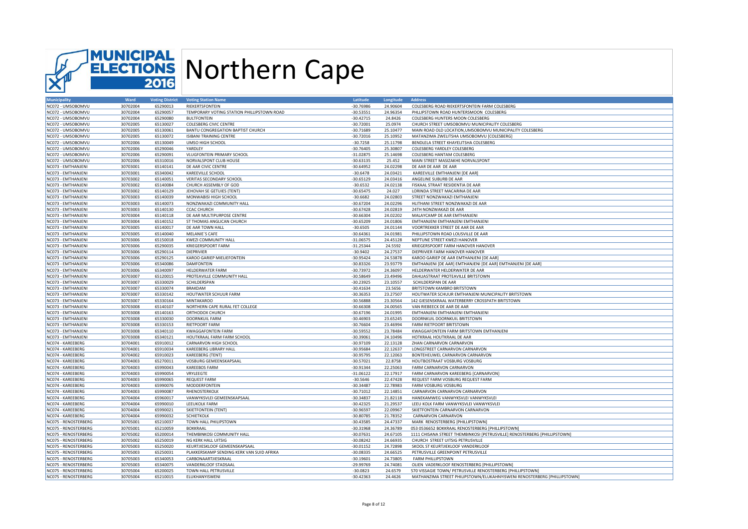# MUNICIPAL ELECTIONS 2016 Northern Cape

| Municipality | Ward | Voting District | Voting Station Name | Latitude | Longitude | Address |
|---|---|---|---|---|---|---|
| NC072 - UMSOBOMVU | 30702004 | 65290013 | RIEKERTSFONTEIN | -30.76986 | 24.90604 | COLESBERG ROAD RIEKERTSFONTEIN FARM COLESBERG |
| NC072 - UMSOBOMVU | 30702004 | 65290057 | TEMPORARY VOTING STATION PHILLIPSTOWN ROAD | -30.53551 | 24.96354 | PHLLIPSTOWN ROAD HUNTERSMOON COLESBERG |
| NC072 - UMSOBOMVU | 30702004 | 65290080 | BULTFONTEIN | -30.42715 | 24.8426 | COLESBERG HUNTERS MOON COLESBERG |
| NC072 - UMSOBOMVU | 30702005 | 65130027 | COLESBERG CIVIC CENTRE | -30.72001 | 25.0974 | CHURCH STREET UMSOBOMVU MUNICIPALITY COLESBERG |
| NC072 - UMSOBOMVU | 30702005 | 65130061 | BANTU CONGREGATION BAPTIST CHURCH | -30.71689 | 25.10477 | MAIN ROAD OLD LOCATION,UMSOBOMVU MUNICIPALITY COLESBERG |
| NC072 - UMSOBOMVU | 30702005 | 65130072 | ISIBANI TRAINING CENTRE | -30.72016 | 25.10952 | MATANZIMA ZWELITSHA UMSOBOMVU [COLESBERG] |
| NC072 - UMSOBOMVU | 30702006 | 65130049 | UMSO HIGH SCHOOL | -30.7258 | 25.11798 | BENDLELA STREET KHAYELITSHA COLESBERG |
| NC072 - UMSOBOMVU | 30702006 | 65290046 | YARDLEY | -30.76405 | 25.30807 | COLESBERG YARDLEY COLESBERG |
| NC072 - UMSOBOMVU | 30702006 | 65290091 | VLUGFONTEIN PRIMARY SCHOOL | -31.02875 | 25.14698 | COLESBERG HANTAM COLESBERG |
| NC072 - UMSOBOMVU | 30702006 | 65310016 | NORVALSPONT CLUB HOUSE | -30.63135 | 25.452 | MAIN STREET MASIZAKHE NORVALSPONT |
| NC073 - EMTHANJENI | 30703001 | 65140141 | DE AAR CIVIC CENTRE | -30.64952 | 24.02298 | DE AAR DE AAR DE AAR |
| NC073 - EMTHANJENI | 30703001 | 65340042 | KAREEVILLE SCHOOL | -30.6478 | 24.03421 | KAREEVILLE EMTHANJENI [DE AAR] |
| NC073 - EMTHANJENI | 30703002 | 65140051 | VERITAS SECONDARY SCHOOL | -30.65129 | 24.03416 | ANGELINE SUBURB DE AAR |
| NC073 - EMTHANJENI | 30703002 | 65140084 | CHURCH ASSEMBLY OF GOD | -30.6532 | 24.02138 | FISKAAL STRAAT RESIDENTIA DE AAR |
| NC073 - EMTHANJENI | 30703002 | 65140129 | JEHOVAH SE GETUIES (TENT) | -30.65475 | 24.027 | LORINDA STREET MACARINA DE AAR |
| NC073 - EMTHANJENI | 30703003 | 65140039 | MONWABISI HIGH SCHOOL | -30.6682 | 24.02803 | STREET NONZWAKAZI EMTHANJENI |
| NC073 - EMTHANJENI | 30703003 | 65140073 | NONZWAKAZI COMMUNITY HALL | -30.67204 | 24.02296 | HLITHANI STREET NONZWAKAZI DE AAR |
| NC073 - EMTHANJENI | 30703003 | 65140130 | CCAC CHURCH | -30.67428 | 24.02819 | 24TH NONZWAKAZI DE AAR |
| NC073 - EMTHANJENI | 30703004 | 65140118 | DE AAR MULTIPURPOSE CENTRE | -30.66304 | 24.02202 | MALAYCAMP DE AAR EMTHANJENI |
| NC073 - EMTHANJENI | 30703004 | 65140152 | ST THOMAS ANGLICAN CHURCH | -30.65209 | 24.01806 | EMTHANJENI EMTHANJENI EMTHANJENI |
| NC073 - EMTHANJENI | 30703005 | 65140017 | DE AAR TOWN HALL | -30.6505 | 24.01144 | VOORTREKKER STREET DE AAR DE AAR |
| NC073 - EMTHANJENI | 30703005 | 65140040 | MELANIE`S CAFE | -30.64361 | 24.01981 | PHILLIPSTOWN ROAD LOUSVILLE DE AAR |
| NC073 - EMTHANJENI | 30703006 | 65150018 | KWEZI COMMUNITY HALL | -31.06575 | 24.45128 | NEPTUNE STREET KWEZI HANOVER |
| NC073 - EMTHANJENI | 30703006 | 65290035 | KRIEGERSPOORT FARM | -31.25344 | 24.5592 | KRIEGERSPOORT FARM HANOVER HANOVER |
| NC073 - EMTHANJENI | 30703006 | 65290114 | DIEPRIVIER | -30.9402 | 24.27537 | DIEPRIVIER FARM HANOVER HANOVER |
| NC073 - EMTHANJENI | 30703006 | 65290125 | KAROO GARIEP MIELIEFONTEIN | -30.95424 | 24.53878 | KAROO GARIEP DE AAR EMTHANJENI [DE AAR] |
| NC073 - EMTHANJENI | 30703006 | 65340086 | DAMFONTEIN | -30.83326 | 23.93779 | EMTHANJENI [DE AAR] EMTHANJENI [DE AAR] EMTHANJENI [DE AAR] |
| NC073 - EMTHANJENI | 30703006 | 65340097 | HELDERWATER FARM | -30.73972 | 24.36097 | HELDERWATER HELDERWATER DE AAR |
| NC073 - EMTHANJENI | 30703007 | 65120015 | PROTEAVILLE COMMUNITY HALL | -30.58649 | 23.49496 | DAHLIASTRAAT PROTEAVILLE BRITSTOWN |
| NC073 - EMTHANJENI | 30703007 | 65330029 | SCHILDERSPAN | -30.23925 | 23.10557 | SCHILDERSPAN DE AAR |
| NC073 - EMTHANJENI | 30703007 | 65330074 | BRAKDAM | -30.41634 | 23.5656 | BRITSTOWN KAMBRO BRITSTOWN |
| NC073 - EMTHANJENI | 30703007 | 65330142 | HOUTWATER SCHUUR FARM | -30.36353 | 23.27507 | HOUTWATER SCHUUR EMTHANJENI MUNICIPALITY BRITSTOWN |
| NC073 - EMTHANJENI | 30703007 | 65330164 | MINTAKAROO | -30.56888 | 23.30564 | 142 GIESENSKRAAL WATERBERRY CROSSPATH BRITSTOWN |
| NC073 - EMTHANJENI | 30703008 | 65140107 | NORTHERN CAPE RURAL FET COLLEGE | -30.66308 | 24.00565 | VAN RIEBEECK DE AAR DE AAR |
| NC073 - EMTHANJENI | 30703008 | 65140163 | ORTHODOX CHURCH | -30.67196 | 24.01995 | EMTHANJENI EMTHANJENI EMTHANJENI |
| NC073 - EMTHANJENI | 30703008 | 65330030 | DOORNKUIL FARM | -30.46903 | 23.65245 | DOORNKUIL DOORNKUIL BRITSTOWN |
| NC073 - EMTHANJENI | 30703008 | 65330153 | RIETPOORT FARM | -30.76604 | 23.46994 | FARM RIETPOORT BRITSTOWN |
| NC073 - EMTHANJENI | 30703008 | 65340110 | KWAGGAFONTEIN FARM | -30.59552 | 23.78484 | KWAGGAFONTEIN FARM BRITSTOWN EMTHANJENI |
| NC073 - EMTHANJENI | 30703008 | 65340121 | HOUTKRAAL FARM FARM SCHOOL | -30.39061 | 24.10496 | HOTKRAAL HOUTKRAAL DE AAR |
| NC074 - KAREEBERG | 30704001 | 65910012 | CARNARVON HIGH SCHOOL | -30.97109 | 22.13128 | ZHAN CARNARVON CARNARVON |
| NC074 - KAREEBERG | 30704001 | 65910034 | KAREEBERG LIBRARY HALL | -30.95684 | 22.12637 | LONGSTREET CARNARVON CARNARVON |
| NC074 - KAREEBERG | 30704002 | 65910023 | KAREEBERG (TENT) | -30.95795 | 22.12063 | BONTEHEUWEL CARNARVON CARNARVON |
| NC074 - KAREEBERG | 30704003 | 65270011 | VOSBURG GEMEENSKAPSAAL | -30.57021 | 22.8758 | HOUTBOSTRAAT VOSBURG VOSBURG |
| NC074 - KAREEBERG | 30704003 | 65990043 | KAREEBOS FARM | -30.91344 | 22.25063 | FARM CARNARVON CARNARVON |
| NC074 - KAREEBERG | 30704003 | 65990054 | VRYLEEGTE | -31.06122 | 22.17917 | FARM CARNARVON KAREEBERG [CARNARVON] |
| NC074 - KAREEBERG | 30704003 | 65990065 | REQUEST FARM | -30.5646 | 22.47428 | REQUEST FARM VOSBURG REQUEST FARM |
| NC074 - KAREEBERG | 30704003 | 65990076 | MODDERFONTEIN | -30.34487 | 22.78983 | FARM VOSBURG VOSBURG |
| NC074 - KAREEBERG | 30704003 | 65990087 | RHENOSTERKOLK | -30.71012 | 22.14851 | CARNARVON CARNARVON CARNARVON |
| NC074 - KAREEBERG | 30704004 | 65960017 | VANWYKSVLEI GEMEENSKAPSAAL | -30.34837 | 21.82118 | HANEKAMWEG VANWYKSVLEI VANWYKSVLEI |
| NC074 - KAREEBERG | 30704004 | 65990010 | LEEUKOLK FARM | -30.42325 | 21.29537 | LEEU KOLK FARM VANWYKSVLEI VANWYKSVLEI |
| NC074 - KAREEBERG | 30704004 | 65990021 | SKIETFONTEIN (TENT) | -30.96597 | 22.09967 | SKIETFONTEIN CARNARVON CARNARVON |
| NC074 - KAREEBERG | 30704004 | 65990032 | SCHIETKOLK | -30.80785 | 21.78352 | CARNARVON CARNARVON |
| NC075 - RENOSTERBERG | 30705001 | 65210037 | TOWN HALL PHILIPSTOWN | -30.43585 | 24.47337 | MARK RENOSTERBERG [PHILLIPSTOWN] |
| NC075 - RENOSTERBERG | 30705001 | 65210059 | BOKKRAAL | -30.31968 | 24.36789 | 053 0536652 BOKKRAAL RENOSTERBERG [PHILLIPSTOWN] |
| NC075 - RENOSTERBERG | 30705002 | 65200014 | THEMBINKOSI COMMUNITY HALL | -30.07631 | 24.67105 | 1111 CHISANA STREET THEMBINKOSI [PETRUSVILLE] RENOSTERBERG [PHILLIPSTOWN] |
| NC075 - RENOSTERBERG | 30705002 | 65250019 | NG KERK HALL UITSIG | -30.08242 | 24.66935 | CHURCH STREET UITSIG PETRUSVILLE |
| NC075 - RENOSTERBERG | 30705003 | 65250020 | KEURTJIESKLOOF GEMEENSKAPSAAL | -30.01152 | 24.72898 | SKOOL ST KEURTJIEKLOOF VANDERKLOOF |
| NC075 - RENOSTERBERG | 30705003 | 65250031 | PLAKKERSKAMP SENDING KERK VAN SUID AFRIKA | -30.08335 | 24.66525 | PETRUSVILLE GREENPOINT PETRUSVILLE |
| NC075 - RENOSTERBERG | 30705003 | 65340053 | CARBONAARTJIESKRAAL | -30.19601 | 24.73805 | FARM PHILLIPSTOWN |
| NC075 - RENOSTERBERG | 30705003 | 65340075 | VANDERKLOOF STADSAAL | -29.99769 | 24.74081 | OLIEN VADERKLOOF RENOSTERBERG [PHILLIPSTOWN] |
| NC075 - RENOSTERBERG | 30705004 | 65200025 | TOWN HALL PETRUSVILLE | -30.0823 | 24.6579 | 570 VISSAGIE TOWN/ PETRUSVILLE RENOSTERBERG [PHILLIPSTOWN] |
| NC075 - RENOSTERBERG | 30705004 | 65210015 | ELUKHANYISWENI | -30.42363 | 24.4626 | MATHANZIMA STREET PHILIPSTOWN/ELUKAHNYISWENI RENOSTERBERG [PHILLIPSTOWN] |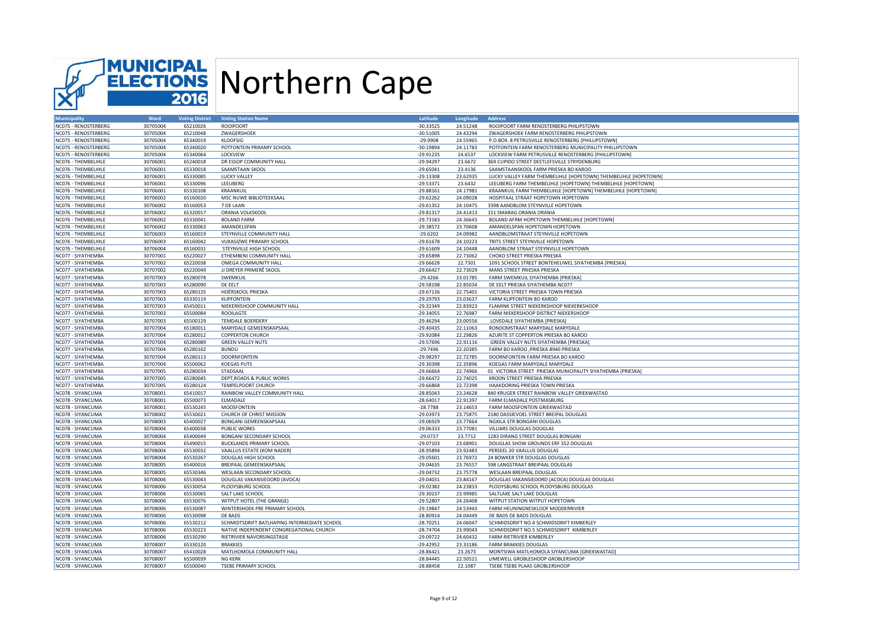# Northern Cape

| Municipality | Ward | Voting District | Voting Station Name | Latitude | Longitude | Address |
|---|---|---|---|---|---|---|
| NC075 - RENOSTERBERG | 30705004 | 65210026 | ROOIPOORT | -30.33525 | 24.51248 | ROOIPOORT FARM RENOSTERBERG PHILIPSTOWN |
| NC075 - RENOSTERBERG | 30705004 | 65210048 | ZWAGERSHOEK | -30.51005 | 24.43294 | ZWAGERSHOEK FARM RENOSTERBERG PHILIPSTOWN |
| NC075 - RENOSTERBERG | 30705004 | 65340019 | KLOOFSIG | -29.9908 | 24.55965 | P.O.BOX. 8 PETRUSVILLE RENOSTERBERG [PHILLIPSTOWN] |
| NC075 - RENOSTERBERG | 30705004 | 65340020 | POTFONTEIN PRIMARY SCHOOL | -30.19894 | 24.11783 | POTFONTEIN FARM RENOSTERBERG MUNICIPALITY PHILLIPSTOWN |
| NC075 - RENOSTERBERG | 30705004 | 65340064 | LOCKVIEW | -29.91235 | 24.6537 | LOCKVIEW FARM PETRUSVILLE RENOSTERBERG [PHILLIPSTOWN] |
| NC076 - THEMBELIHLE | 30706001 | 65240018 | DR ESSOP COMMUNITY HALL | -29.94297 | 23.6672 | 369 CUPIDO STREET DEETLEFSVILLE STRYDENBURG |
| NC076 - THEMBELIHLE | 30706001 | 65330018 | SAAMSTAAN SKOOL | -29.65041 | 23.4136 | SAAMSTAANSKOOL FARM PRIESKA BO KAROO |
| NC076 - THEMBELIHLE | 30706001 | 65330085 | LUCKY VALLEY | -29.13308 | 23.62935 | LUCKY VALLEY FARM THEMBELIHLE [HOPETOWN] THEMBELIHLE [HOPETOWN] |
| NC076 - THEMBELIHLE | 30706001 | 65330096 | LEEUBERG | -29.53371 | 23.6432 | LEEUBERG FARM THEMBELIHLE [HOPETOWN] THEMBELIHLE [HOPETOWN] |
| NC076 - THEMBELIHLE | 30706001 | 65330108 | KRAANKUIL | -29.88161 | 24.17981 | KRAANKUIL FARM THEMBELIHLE [HOPETOWN] THEMBELIHLE [HOPETOWN] |
| NC076 - THEMBELIHLE | 30706002 | 65160020 | MSC NUWE BIBLIOTEEKSAAL | -29.62262 | 24.09028 | HOSPITAAL STRAAT HOPETOWN HOPETOWN |
| NC076 - THEMBELIHLE | 30706002 | 65160053 | 7 DE LAAN | -29.61352 | 24.10475 | 3398 AANDBLOM STEYNVILLE HOPETOWN |
| NC076 - THEMBELIHLE | 30706002 | 65320017 | ORANIA VOLKSKOOL | -29.81317 | 24.41413 | 151 SMARAG ORANIA ORANIA |
| NC076 - THEMBELIHLE | 30706002 | 65330041 | BOLAND FARM | -29.73183 | 24.36643 | BOLAND AFRM HOPETOWN THEMBELIHLE [HOPETOWN] |
| NC076 - THEMBELIHLE | 30706002 | 65330063 | AMANDELSPAN | -29.38572 | 23.70608 | AMANDELSPAN HOPETOWN HOPETOWN |
| NC076 - THEMBELIHLE | 30706003 | 65160019 | STEYNVILLE COMMUNITY HALL | -29.6202 | 24.09982 | AANDBLOMSTRAAT STEYNVILLE HOPETOWN |
| NC076 - THEMBELIHLE | 30706003 | 65160042 | VUKASIZWE PRIMARY SCHOOL | -29.61678 | 24.10223 | TRITS STREET STEYNVILLE HOPETOWN |
| NC076 - THEMBELIHLE | 30706004 | 65160031 | STEYNVILLE HIGH SCHOOL | -29.61609 | 24.10448 | AANDBLOM STRAAT STEYNVILLE HOPETOWN |
| NC077 - SIYATHEMBA | 30707001 | 65220027 | ETHEMBENI COMMUNITY HALL | -29.65898 | 22.73062 | CHOKO STREET PRIESKA PRIESKA |
| NC077 - SIYATHEMBA | 30707002 | 65220038 | OMEGA COMMUNITY HALL | -29.66628 | 22.7301 | 1091 SCHOOL STREET BONTEHEUWEL SIYATHEMBA [PRIESKA] |
| NC077 - SIYATHEMBA | 30707002 | 65220049 | JJ DREYER PRIMERÊ SKOOL | -29.66427 | 22.73029 | MANS STREET PRIESKA PRIESKA |
| NC077 - SIYATHEMBA | 30707003 | 65280078 | SWEMKUIL | -29.4266 | 23.01785 | FARM SWEMKUIL SIYATHEMBA [PRIESKA] |
| NC077 - SIYATHEMBA | 30707003 | 65280090 | DE EELT | -29.58198 | 22.85034 | DE EELT PRIESKA SIYATHEMBA NC077 |
| NC077 - SIYATHEMBA | 30707003 | 65280135 | HOËRSKOOL PRIESKA | -29.67136 | 22.75401 | VICTORIA STREET PRIESKA TOWN PRIESKA |
| NC077 - SIYATHEMBA | 30707003 | 65330119 | KLIPFONTEIN | -29.29793 | 23.03637 | FARM KLIPFONTEIN BO KAROO |
| NC077 - SIYATHEMBA | 30707003 | 65450011 | NIEKERKSHOOP COMMUNITY HALL | -29.32349 | 22.83923 | FLAMINK STREET NIEKERKSHOOP NIEKERKSHOOP |
| NC077 - SIYATHEMBA | 30707003 | 65500084 | ROOILAGTE | -29.34055 | 22.76987 | FARM NIEKERSHOOP DISTRICT NIEKERSHOOP |
| NC077 - SIYATHEMBA | 30707003 | 65500129 | TEMDALE BOERDERY | -29.46294 | 23.00556 | LOVEDALE SIYATHEMBA [PRIESKA] |
| NC077 - SIYATHEMBA | 30707004 | 65180011 | MARYDALE GEMEENSKAPSAAL | -29.40435 | 22.11063 | RONDOMSTRAAT MARYDALE MARYDALE |
| NC077 - SIYATHEMBA | 30707004 | 65280012 | COPPERTON CHURCH | -29.92084 | 22.29826 | AZURITE ST COPPERTON PRIESKA BO KAROO |
| NC077 - SIYATHEMBA | 30707004 | 65280089 | GREEN VALLEY NUTS | -29.57696 | 22.91116 | GREEN VALLEY NUTS SIYATHEMBA [PRIESKA] |
| NC077 - SIYATHEMBA | 30707004 | 65280102 | BUNDU | -29.7496 | 22.20385 | FARM BO KAROO ,PRIESKA 8940 PRIESKA |
| NC077 - SIYATHEMBA | 30707004 | 65280113 | DOORNFONTEIN | -29.98297 | 22.72785 | DOORNFONTEIN FARM PRIESKA BO KAROO |
| NC077 - SIYATHEMBA | 30707004 | 65500062 | KOEGAS PUTS | -29.30398 | 22.35896 | KOEGAS FARM MARYDALE MARYDALE |
| NC077 - SIYATHEMBA | 30707005 | 65280034 | STADSAAL | -29.66664 | 22.74966 | 01 VICTORIA STREET PRIESKA MUNICIPALITY SIYATHEMBA [PRIESKA] |
| NC077 - SIYATHEMBA | 30707005 | 65280045 | DEPT,ROADS & PUBLIC WORKS | -29.66472 | 22.74025 | KROON STREET PRIESKA PRIESKA |
| NC077 - SIYATHEMBA | 30707005 | 65280124 | TEMPELPOORT CHURCH | -29.66868 | 22.72398 | HAAKDORING PRIESKA TOWN PRIESKA |
| NC078 - SIYANCUMA | 30708001 | 65410017 | RAINBOW VALLEY COMMUNITY HALL | -28.85043 | 23.24628 | 840 KRUGER STREET RAINBOW VALLEY GRIEKWASTAD |
| NC078 - SIYANCUMA | 30708001 | 65500073 | ELMADALE | -28.64017 | 22.91397 | FARM ELMADALE POSTMASBURG |
| NC078 - SIYANCUMA | 30708001 | 65530245 | MOOSFONTEIN | -28.7788 | 23.14653 | FARM MOOSFONTEIN GRIEKWASTAD |
| NC078 - SIYANCUMA | 30708002 | 65530021 | CHURCH OF CHRIST MISSION | -29.03973 | 23.75875 | 2180 DASSIEVOEL STREET BREIPAL DOUGLAS |
| NC078 - SIYANCUMA | 30708003 | 65400027 | BONGANI GEMEENSKAPSAAL | -29.06929 | 23.77664 | NGXILA STR BONGANI DOUGLAS |
| NC078 - SIYANCUMA | 30708004 | 65400038 | PUBLIC WORKS | -29.06333 | 23.77081 | VILLIARS DOUGLAS DOUGLAS |
| NC078 - SIYANCUMA | 30708004 | 65400049 | BONGANI SECONDARY SCHOOL | -29.0727 | 23.7712 | 1283 DIRANG STREET DOUGLAS BONGANI |
| NC078 - SIYANCUMA | 30708004 | 65490015 | BUCKLANDS PRIMARY SCHOOL | -29.07103 | 23.68901 | DOUGLAS SHOW GROUNDS ERF 352 DOUGLAS |
| NC078 - SIYANCUMA | 30708004 | 65530032 | VAALLUS ESTATE (KOM NADER) | -28.95894 | 23.92483 | PERSEEL 20 VAALLUS DOUGLAS |
| NC078 - SIYANCUMA | 30708004 | 65530267 | DOUGLAS HIGH SCHOOL | -29.05601 | 23.76972 | 24 BOWKER STR DOUGLAS DOUGLAS |
| NC078 - SIYANCUMA | 30708005 | 65400016 | BREIPAAL GEMEENSKAPSAAL | -29.04635 | 23.76557 | 598 LANGSTRAAT BREIPAAL DOUGLAS |
| NC078 - SIYANCUMA | 30708005 | 65530346 | WESLAAN SECONDARY SCHOOL | -29.04732 | 23.75778 | WESLAAN BREIPAAL DOUGLAS |
| NC078 - SIYANCUMA | 30708006 | 65530043 | DOUGLAS VAKANSIEOORD (AVOCA) | -29.04031 | 23.84167 | DOUGLAS VAKANSIEOORD (ACOCA) DOUGLAS DOUGLAS |
| NC078 - SIYANCUMA | 30708006 | 65530054 | PLOOYSBURG SCHOOL | -29.02382 | 24.23833 | PLOOYSBURG SCHOOL PLOOYSBURG DOUGLAS |
| NC078 - SIYANCUMA | 30708006 | 65530065 | SALT LAKE SCHOOL | -29.30237 | 23.99985 | SALTLAKE SALT LAKE DOUGLAS |
| NC078 - SIYANCUMA | 30708006 | 65530076 | WITPUT HOTEL (THE GRANGE) | -29.52807 | 24.26408 | WITPUT STATION WITPUT HOPETOWN |
| NC078 - SIYANCUMA | 30708006 | 65530087 | WINTERSHOEK PRE PRIMARY SCHOOL | -29.19847 | 24.53943 | FARM HEUNINGNESKLOOF MODDERRIVIER |
| NC078 - SIYANCUMA | 30708006 | 65530098 | DE BADS | -28.80914 | 24.04449 | DE BADS DE BADS DOUGLAS |
| NC078 - SIYANCUMA | 30708006 | 65530212 | SCHMIDTSDRIFT BATLHAPING INTERMEDIATE SCHOOL | -28.70251 | 24.06047 | SCHMIDSDRIFT NO.4 SCHMIDSDRIFT KIMBERLEY |
| NC078 - SIYANCUMA | 30708006 | 65530223 | NATIVE INDEPENDENT CONGREGATIONAL CHURCH | -28.74704 | 23.99043 | SCHMIDSDRIFT NO.5 SCHMIDSDRIFT KIMBERLEY |
| NC078 - SIYANCUMA | 30708006 | 65530290 | RIETRIVIER NAVORSINGSTASIE | -29.09722 | 24.60432 | FARM RIETRIVIER KIMBERLEY |
| NC078 - SIYANCUMA | 30708007 | 65330120 | BRAKKIES | -29.42952 | 23.33186 | FARM BRAKKIES DOUGLAS |
| NC078 - SIYANCUMA | 30708007 | 65410028 | MATLHOMOLA COMMUNITY HALL | -28.86421 | 23.2673 | MONTSIWA MATLHOMOLA SIYANCUMA [GRIEKWASTAD] |
| NC078 - SIYANCUMA | 30708007 | 65500039 | NG KERK | -28.84445 | 22.50521 | LIMEWELL GROBLESHOOP GROBLERSHOOP |
| NC078 - SIYANCUMA | 30708007 | 65500040 | TSEBE PRIMARY SCHOOL | -28.88458 | 22.1087 | TSEBE TSEBE PLAAS GROBLERSHOOP |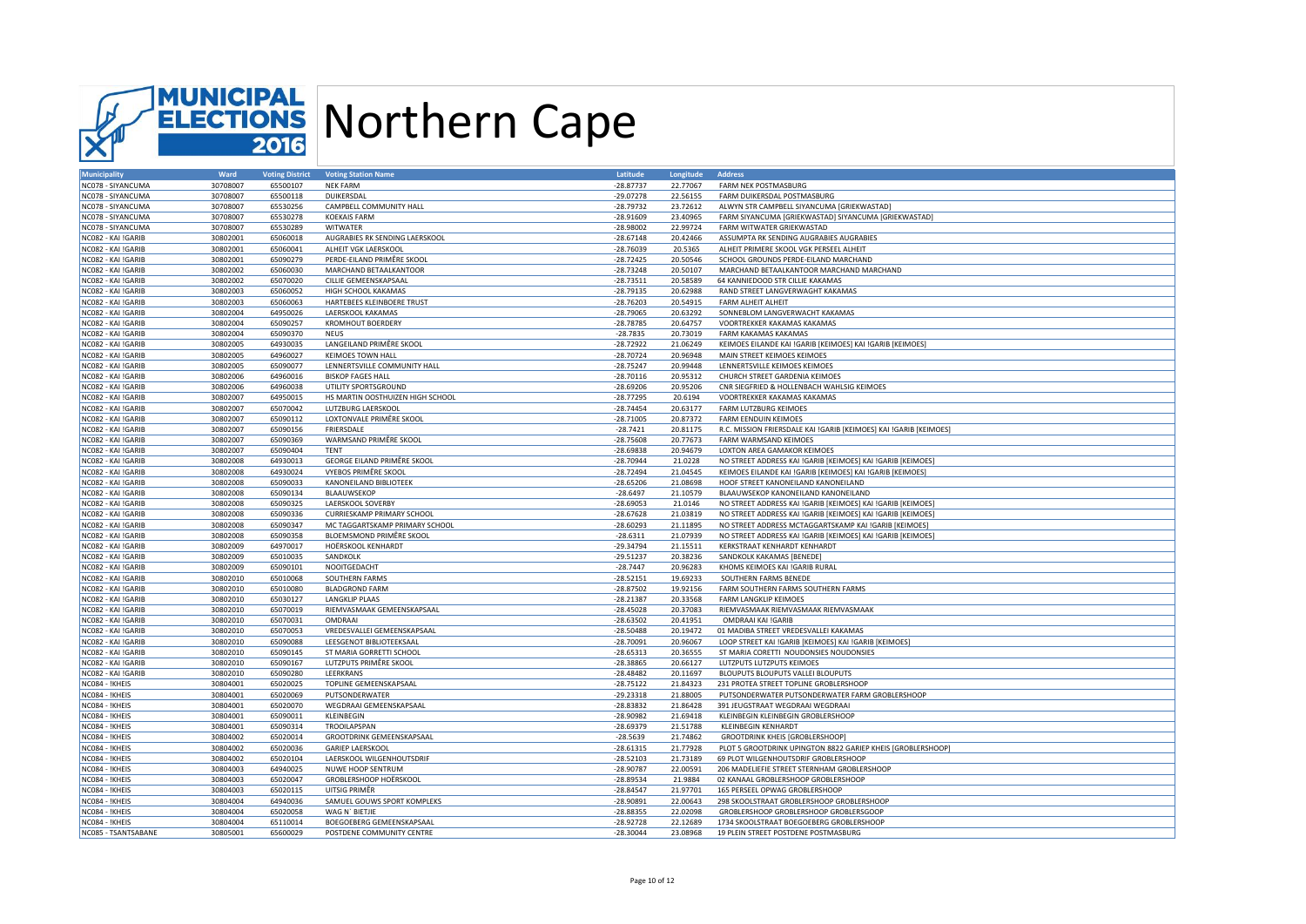# Northern Cape

MUNICIPAL ELECTIONS 2016

| Municipality | Ward | Voting District | Voting Station Name | Latitude | Longitude | Address |
|---|---|---|---|---|---|---|
| NC078 - SIYANCUMA | 30708007 | 65500107 | NEK FARM | -28.87737 | 22.77067 | FARM NEK POSTMASBURG |
| NC078 - SIYANCUMA | 30708007 | 65500118 | DUIKERSDAL | -29.07278 | 22.56155 | FARM DUIKERSDAL POSTMASBURG |
| NC078 - SIYANCUMA | 30708007 | 65530256 | CAMPBELL COMMUNITY HALL | -28.79732 | 23.72612 | ALWYN STR CAMPBELL SIYANCUMA [GRIEKWASTAD] |
| NC078 - SIYANCUMA | 30708007 | 65530278 | KOEKAIS FARM | -28.91609 | 23.40965 | FARM SIYANCUMA [GRIEKWASTAD] SIYANCUMA [GRIEKWASTAD] |
| NC078 - SIYANCUMA | 30708007 | 65530289 | WITWATER | -28.98002 | 22.99724 | FARM WITWATER GRIEKWASTAD |
| NC082 - KAI !GARIB | 30802001 | 65060018 | AUGRABIES RK SENDING LAERSKOOL | -28.67148 | 20.42466 | ASSUMPTA RK SENDING AUGRABIES AUGRABIES |
| NC082 - KAI !GARIB | 30802001 | 65060041 | ALHEIT VGK LAERSKOOL | -28.76039 | 20.5365 | ALHEIT PRIMERE SKOOL VGK PERSEEL ALHEIT |
| NC082 - KAI !GARIB | 30802001 | 65090279 | PERDE-EILAND PRIMÊRE SKOOL | -28.72425 | 20.50546 | SCHOOL GROUNDS PERDE-EILAND MARCHAND |
| NC082 - KAI !GARIB | 30802002 | 65060030 | MARCHAND BETAALKANTOOR | -28.73248 | 20.50107 | MARCHAND BETAALKANTOOR MARCHAND MARCHAND |
| NC082 - KAI !GARIB | 30802002 | 65070020 | CILLIE GEMEENSKAPSAAL | -28.73511 | 20.58589 | 64 KANNIEDOOD STR CILLIE KAKAMAS |
| NC082 - KAI !GARIB | 30802003 | 65060052 | HIGH SCHOOL KAKAMAS | -28.79135 | 20.62988 | RAND STREET LANGVERWAGHT KAKAMAS |
| NC082 - KAI !GARIB | 30802003 | 65060063 | HARTEBEES KLEINBOERE TRUST | -28.76203 | 20.54915 | FARM ALHEIT ALHEIT |
| NC082 - KAI !GARIB | 30802004 | 64950026 | LAERSKOOL KAKAMAS | -28.79065 | 20.63292 | SONNEBLOM LANGVERWACHT KAKAMAS |
| NC082 - KAI !GARIB | 30802004 | 65090257 | KROMHOUT BOERDERY | -28.78785 | 20.64757 | VOORTREKKER KAKAMAS KAKAMAS |
| NC082 - KAI !GARIB | 30802004 | 65090370 | NEUS | -28.7835 | 20.73019 | FARM KAKAMAS KAKAMAS |
| NC082 - KAI !GARIB | 30802005 | 64930035 | LANGEILAND PRIMÊRE SKOOL | -28.72922 | 21.06249 | KEIMOES EILANDE KAI !GARIB [KEIMOES] KAI !GARIB [KEIMOES] |
| NC082 - KAI !GARIB | 30802005 | 64960027 | KEIMOES TOWN HALL | -28.70724 | 20.96948 | MAIN STREET KEIMOES KEIMOES |
| NC082 - KAI !GARIB | 30802005 | 65090077 | LENNERTSVILLE COMMUNITY HALL | -28.75247 | 20.99448 | LENNERTSVILLE KEIMOES KEIMOES |
| NC082 - KAI !GARIB | 30802006 | 64960016 | BISKOP FAGES HALL | -28.70116 | 20.95312 | CHURCH STREET GARDENIA KEIMOES |
| NC082 - KAI !GARIB | 30802006 | 64960038 | UTILITY SPORTSGROUND | -28.69206 | 20.95206 | CNR SIEGFRIED & HOLLENBACH WAHLSIG KEIMOES |
| NC082 - KAI !GARIB | 30802007 | 64950015 | HS MARTIN OOSTHUIZEN HIGH SCHOOL | -28.77295 | 20.6194 | VOORTREKKER KAKAMAS KAKAMAS |
| NC082 - KAI !GARIB | 30802007 | 65070042 | LUTZBURG LAERSKOOL | -28.74454 | 20.63177 | FARM LUTZBURG KEIMOES |
| NC082 - KAI !GARIB | 30802007 | 65090112 | LOXTONVALE PRIMÊRE SKOOL | -28.71005 | 20.87372 | FARM EENDUIN KEIMOES |
| NC082 - KAI !GARIB | 30802007 | 65090156 | FRIERSDALE | -28.7421 | 20.81175 | R.C. MISSION FRIERSDALE KAI !GARIB [KEIMOES] KAI !GARIB [KEIMOES] |
| NC082 - KAI !GARIB | 30802007 | 65090369 | WARMSAND PRIMÊRE SKOOL | -28.75608 | 20.77673 | FARM WARMSAND KEIMOES |
| NC082 - KAI !GARIB | 30802007 | 65090404 | TENT | -28.69838 | 20.94679 | LOXTON AREA GAMAKOR KEIMOES |
| NC082 - KAI !GARIB | 30802008 | 64930013 | GEORGE EILAND PRIMÊRE SKOOL | -28.70944 | 21.0228 | NO STREET ADDRESS KAI !GARIB [KEIMOES] KAI !GARIB [KEIMOES] |
| NC082 - KAI !GARIB | 30802008 | 64930024 | VYEBOS PRIMÊRE SKOOL | -28.72494 | 21.04545 | KEIMOES EILANDE KAI !GARIB [KEIMOES] KAI !GARIB [KEIMOES] |
| NC082 - KAI !GARIB | 30802008 | 65090033 | KANONEILAND BIBLIOTEEK | -28.65206 | 21.08698 | HOOF STREET KANONEILAND KANONEILAND |
| NC082 - KAI !GARIB | 30802008 | 65090134 | BLAAUWSEKOP | -28.6497 | 21.10579 | BLAAUWSEKOP KANONEILAND KANONEILAND |
| NC082 - KAI !GARIB | 30802008 | 65090325 | LAERSKOOL SOVERBY | -28.69053 | 21.0146 | NO STREET ADDRESS KAI !GARIB [KEIMOES] KAI !GARIB [KEIMOES] |
| NC082 - KAI !GARIB | 30802008 | 65090336 | CURRIESKAMP PRIMARY SCHOOL | -28.67628 | 21.03819 | NO STREET ADDRESS KAI !GARIB [KEIMOES] KAI !GARIB [KEIMOES] |
| NC082 - KAI !GARIB | 30802008 | 65090347 | MC TAGGARTSKAMP PRIMARY SCHOOL | -28.60293 | 21.11895 | NO STREET ADDRESS MCTAGGARTSKAMP KAI !GARIB [KEIMOES] |
| NC082 - KAI !GARIB | 30802008 | 65090358 | BLOEMSMOND PRIMÊRE SKOOL | -28.6311 | 21.07939 | NO STREET ADDRESS KAI !GARIB [KEIMOES] KAI !GARIB [KEIMOES] |
| NC082 - KAI !GARIB | 30802009 | 64970017 | HOËRSKOOL KENHARDT | -29.34794 | 21.15511 | KERKSTRAAT KENHARDT KENHARDT |
| NC082 - KAI !GARIB | 30802009 | 65010035 | SANDKOLK | -29.51237 | 20.38236 | SANDKOLK KAKAMAS [BENEDE] |
| NC082 - KAI !GARIB | 30802009 | 65090101 | NOOITGEDACHT | -28.7447 | 20.96283 | KHOMS KEIMOES KAI !GARIB RURAL |
| NC082 - KAI !GARIB | 30802010 | 65010068 | SOUTHERN FARMS | -28.52151 | 19.69233 | SOUTHERN FARMS BENEDE |
| NC082 - KAI !GARIB | 30802010 | 65010080 | BLADGROND FARM | -28.87502 | 19.92156 | FARM SOUTHERN FARMS SOUTHERN FARMS |
| NC082 - KAI !GARIB | 30802010 | 65030127 | LANGKLIP PLAAS | -28.21387 | 20.33568 | FARM LANGKLIP KEIMOES |
| NC082 - KAI !GARIB | 30802010 | 65070019 | RIEMVASMAAK GEMEENSKAPSAAL | -28.45028 | 20.37083 | RIEMVASMAAK RIEMVASMAAK RIEMVASMAAK |
| NC082 - KAI !GARIB | 30802010 | 65070031 | OMDRAAI | -28.63502 | 20.41951 | OMDRAAI KAI !GARIB |
| NC082 - KAI !GARIB | 30802010 | 65070053 | VREDESVALLEI GEMEENSKAPSAAL | -28.50488 | 20.19472 | 01 MADIBA STREET VREDESVALLEI KAKAMAS |
| NC082 - KAI !GARIB | 30802010 | 65090088 | LEESGENOT BIBLIOTEEKSAAL | -28.70091 | 20.96067 | LOOP STREET KAI !GARIB [KEIMOES] KAI !GARIB [KEIMOES] |
| NC082 - KAI !GARIB | 30802010 | 65090145 | ST MARIA GORRETTI SCHOOL | -28.65313 | 20.36555 | ST MARIA CORETTI NOUDONSIES NOUDONSIES |
| NC082 - KAI !GARIB | 30802010 | 65090167 | LUTZPUTS PRIMÊRE SKOOL | -28.38865 | 20.66127 | LUTZPUTS LUTZPUTS KEIMOES |
| NC082 - KAI !GARIB | 30802010 | 65090280 | LEERKRANS | -28.48482 | 20.11697 | BLOUPUTS BLOUPUTS VALLEI BLOUPUTS |
| NC084 - !KHEIS | 30804001 | 65020025 | TOPLINE GEMEENSKAPSAAL | -28.75122 | 21.84323 | 231 PROTEA STREET TOPLINE GROBLERSHOOP |
| NC084 - !KHEIS | 30804001 | 65020069 | PUTSONDERWATER | -29.23318 | 21.88005 | PUTSONDERWATER PUTSONDERWATER FARM GROBLERSHOOP |
| NC084 - !KHEIS | 30804001 | 65020070 | WEGDRAAI GEMEENSKAPSAAL | -28.83832 | 21.86428 | 391 JEUGSTRAAT WEGDRAAI WEGDRAAI |
| NC084 - !KHEIS | 30804001 | 65090011 | KLEINBEGIN | -28.90982 | 21.69418 | KLEINBEGIN KLEINBEGIN GROBLERSHOOP |
| NC084 - !KHEIS | 30804001 | 65090314 | TROOILAPSPAN | -28.69379 | 21.51788 | KLEINBEGIN KENHARDT |
| NC084 - !KHEIS | 30804002 | 65020014 | GROOTDRINK GEMEENSKAPSAAL | -28.5639 | 21.74862 | GROOTDRINK KHEIS [GROBLERSHOOP] |
| NC084 - !KHEIS | 30804002 | 65020036 | GARIEP LAERSKOOL | -28.61315 | 21.77928 | PLOT 5 GROOTDRINK UPINGTON 8822 GARIEP KHEIS [GROBLERSHOOP] |
| NC084 - !KHEIS | 30804002 | 65020104 | LAERSKOOL WILGENHOUTSDRIF | -28.52103 | 21.73189 | 69 PLOT WILGENHOUTSDRIF GROBLERSHOOP |
| NC084 - !KHEIS | 30804003 | 64940025 | NUWE HOOP SENTRUM | -28.90787 | 22.00591 | 206 MADELIEFIE STREET STERNHAM GROBLERSHOOP |
| NC084 - !KHEIS | 30804003 | 65020047 | GROBLERSHOOP HOËRSKOOL | -28.89534 | 21.9884 | 02 KANAAL GROBLERSHOOP GROBLERSHOOP |
| NC084 - !KHEIS | 30804003 | 65020115 | UITSIG PRIMÊR | -28.84547 | 21.97701 | 165 PERSEEL OPWAG GROBLERSHOOP |
| NC084 - !KHEIS | 30804004 | 64940036 | SAMUEL GOUWS SPORT KOMPLEKS | -28.90891 | 22.00643 | 298 SKOOLSTRAAT GROBLERSHOOP GROBLERSHOOP |
| NC084 - !KHEIS | 30804004 | 65020058 | WAG N` BIETJIE | -28.88355 | 22.02098 | GROBLERSHOOP GROBLERSHOOP GROBLERSGOOP |
| NC084 - !KHEIS | 30804004 | 65110014 | BOEGOEBERG GEMEENSKAPSAAL | -28.92728 | 22.12689 | 1734 SKOOLSTRAAT BOEGOEBERG GROBLERSHOOP |
| NC085 - TSANTSABANE | 30805001 | 65600029 | POSTDENE COMMUNITY CENTRE | -28.30044 | 23.08968 | 19 PLEIN STREET POSTDENE POSTMASBURG |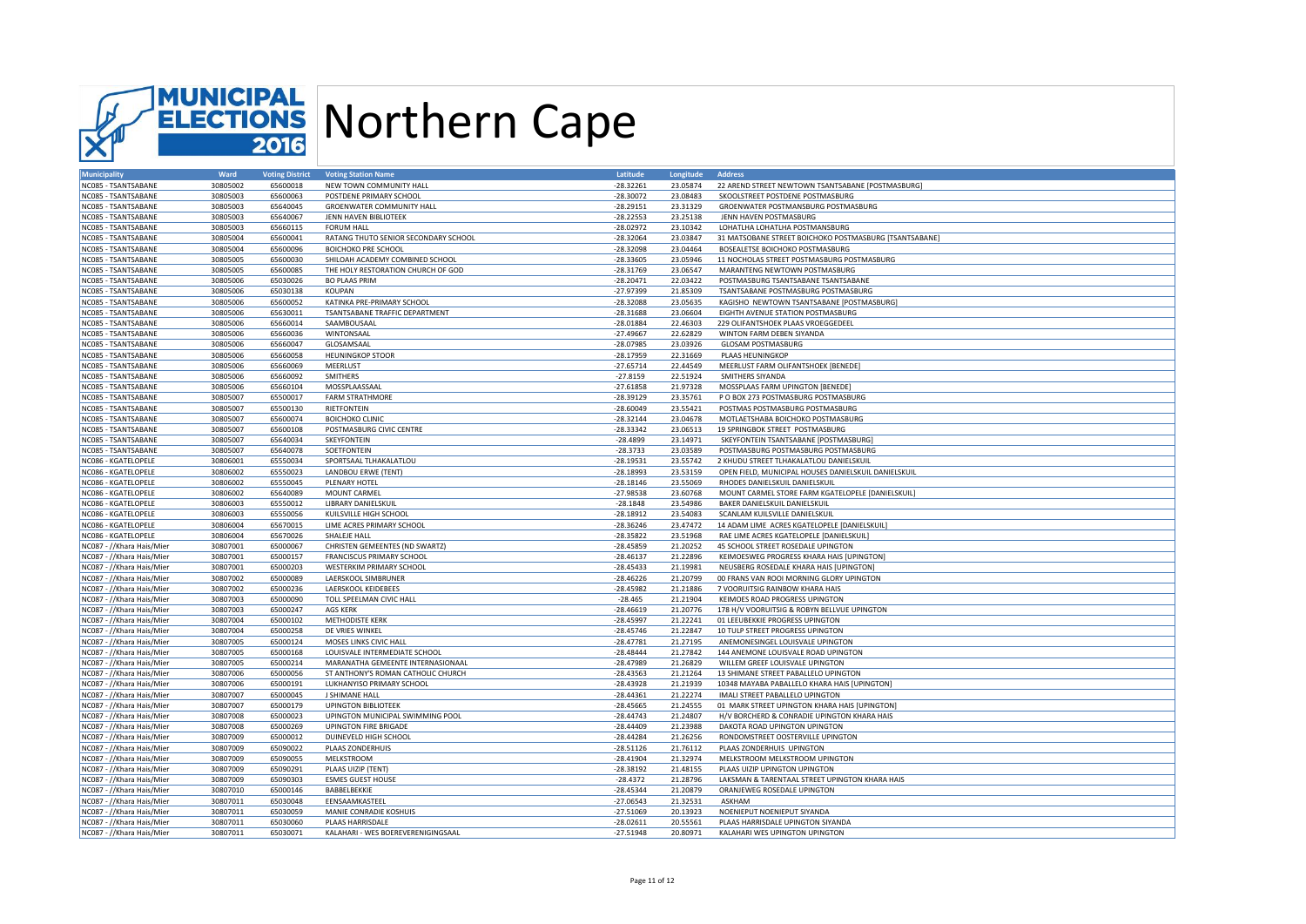# Northern Cape

MUNICIPAL ELECTIONS 2016

| Municipality | Ward | Voting District | Voting Station Name | Latitude | Longitude | Address |
|---|---|---|---|---|---|---|
| NC085 - TSANTSABANE | 30805002 | 65600018 | NEW TOWN COMMUNITY HALL | -28.32261 | 23.05874 | 22 AREND STREET NEWTOWN TSANTSABANE [POSTMASBURG] |
| NC085 - TSANTSABANE | 30805003 | 65600063 | POSTDENE PRIMARY SCHOOL | -28.30072 | 23.08483 | SKOOLSTREET POSTDENE POSTMASBURG |
| NC085 - TSANTSABANE | 30805003 | 65640045 | GROENWATER COMMUNITY HALL | -28.29151 | 23.31329 | GROENWATER POSTMANSBURG POSTMASBURG |
| NC085 - TSANTSABANE | 30805003 | 65640067 | JENN HAVEN BIBLIOTEEK | -28.22553 | 23.25138 | JENN HAVEN POSTMASBURG |
| NC085 - TSANTSABANE | 30805003 | 65660115 | FORUM HALL | -28.02972 | 23.10342 | LOHATLHA LOHATLHA POSTMANSBURG |
| NC085 - TSANTSABANE | 30805004 | 65600041 | RATANG THUTO SENIOR SECONDARY SCHOOL | -28.32064 | 23.03847 | 31 MATSOBANE STREET BOICHOKO POSTMASBURG [TSANTSABANE] |
| NC085 - TSANTSABANE | 30805004 | 65600096 | BOICHOKO PRE SCHOOL | -28.32098 | 23.04464 | BOSEALETSE BOICHOKO POSTMASBURG |
| NC085 - TSANTSABANE | 30805005 | 65600030 | SHILOAH ACADEMY COMBINED SCHOOL | -28.33605 | 23.05946 | 11 NOCHOLAS STREET POSTMASBURG POSTMASBURG |
| NC085 - TSANTSABANE | 30805005 | 65600085 | THE HOLY RESTORATION CHURCH OF GOD | -28.31769 | 23.06547 | MARANTENG NEWTOWN POSTMASBURG |
| NC085 - TSANTSABANE | 30805006 | 65030026 | BO PLAAS PRIM | -28.20471 | 22.03422 | POSTMASBURG TSANTSABANE TSANTSABANE |
| NC085 - TSANTSABANE | 30805006 | 65030138 | KOUPAN | -27.97399 | 21.85309 | TSANTSABANE POSTMASBURG POSTMASBURG |
| NC085 - TSANTSABANE | 30805006 | 65600052 | KATINKA PRE-PRIMARY SCHOOL | -28.32088 | 23.05635 | KAGISHO NEWTOWN TSANTSABANE [POSTMASBURG] |
| NC085 - TSANTSABANE | 30805006 | 65630011 | TSANTSABANE TRAFFIC DEPARTMENT | -28.31688 | 23.06604 | EIGHTH AVENUE STATION POSTMASBURG |
| NC085 - TSANTSABANE | 30805006 | 65660014 | SAAMBOUSAAL | -28.01884 | 22.46303 | 229 OLIFANTSHOEK PLAAS VROEGGEDEEL |
| NC085 - TSANTSABANE | 30805006 | 65660036 | WINTONSAAL | -27.49667 | 22.62829 | WINTON FARM DEBEN SIYANDA |
| NC085 - TSANTSABANE | 30805006 | 65660047 | GLOSAMSAAL | -28.07985 | 23.03926 | GLOSAM POSTMASBURG |
| NC085 - TSANTSABANE | 30805006 | 65660058 | HEUNINGKOP STOOR | -28.17959 | 22.31669 | PLAAS HEUNINGKOP |
| NC085 - TSANTSABANE | 30805006 | 65660069 | MEERLUST | -27.65714 | 22.44549 | MEERLUST FARM OLIFANTSHOEK [BENEDE] |
| NC085 - TSANTSABANE | 30805006 | 65660092 | SMITHERS | -27.8159 | 22.51924 | SMITHERS SIYANDA |
| NC085 - TSANTSABANE | 30805006 | 65660104 | MOSSPLAASSAAL | -27.61858 | 21.97328 | MOSSPLAAS FARM UPINGTON [BENEDE] |
| NC085 - TSANTSABANE | 30805007 | 65500017 | FARM STRATHMORE | -28.39129 | 23.35761 | P O BOX 273 POSTMASBURG POSTMASBURG |
| NC085 - TSANTSABANE | 30805007 | 65500130 | RIETFONTEIN | -28.60049 | 23.55421 | POSTMAS POSTMASBURG POSTMASBURG |
| NC085 - TSANTSABANE | 30805007 | 65600074 | BOICHOKO CLINIC | -28.32144 | 23.04678 | MOTLAETSHABA BOICHOKO POSTMASBURG |
| NC085 - TSANTSABANE | 30805007 | 65600108 | POSTMASBURG CIVIC CENTRE | -28.33342 | 23.06513 | 19 SPRINGBOK STREET POSTMASBURG |
| NC085 - TSANTSABANE | 30805007 | 65640034 | SKEYFONTEIN | -28.4899 | 23.14971 | SKEYFONTEIN TSANTSABANE [POSTMASBURG] |
| NC085 - TSANTSABANE | 30805007 | 65640078 | SOETFONTEIN | -28.3733 | 23.03589 | POSTMASBURG POSTMASBURG POSTMASBURG |
| NC086 - KGATELOPELE | 30806001 | 65550034 | SPORTSAAL TLHAKALATLOU | -28.19531 | 23.55742 | 2 KHUDU STREET TLHAKALATLOU DANIELSKUIL |
| NC086 - KGATELOPELE | 30806002 | 65550023 | LANDBOU ERWE (TENT) | -28.18993 | 23.53159 | OPEN FIELD, MUNICIPAL HOUSES DANIELSKUIL DANIELSKUIL |
| NC086 - KGATELOPELE | 30806002 | 65550045 | PLENARY HOTEL | -28.18146 | 23.55069 | RHODES DANIELSKUIL DANIELSKUIL |
| NC086 - KGATELOPELE | 30806002 | 65640089 | MOUNT CARMEL | -27.98538 | 23.60768 | MOUNT CARMEL STORE FARM KGATELOPELE [DANIELSKUIL] |
| NC086 - KGATELOPELE | 30806003 | 65550012 | LIBRARY DANIELSKUIL | -28.1848 | 23.54986 | BAKER DANIELSKUIL DANIELSKUIL |
| NC086 - KGATELOPELE | 30806003 | 65550056 | KUILSVILLE HIGH SCHOOL | -28.18912 | 23.54083 | SCANLAM KUILSVILLE DANIELSKUIL |
| NC086 - KGATELOPELE | 30806004 | 65670015 | LIME ACRES PRIMARY SCHOOL | -28.36246 | 23.47472 | 14 ADAM LIME ACRES KGATELOPELE [DANIELSKUIL] |
| NC086 - KGATELOPELE | 30806004 | 65670026 | SHALEJE HALL | -28.35822 | 23.51968 | RAE LIME ACRES KGATELOPELE [DANIELSKUIL] |
| NC087 - //Khara Hais/Mier | 30807001 | 65000067 | CHRISTEN GEMEENTES (ND SWARTZ) | -28.45859 | 21.20252 | 45 SCHOOL STREET ROSEDALE UPINGTON |
| NC087 - //Khara Hais/Mier | 30807001 | 65000157 | FRANCISCUS PRIMARY SCHOOL | -28.46137 | 21.22896 | KEIMOESWEG PROGRESS KHARA HAIS [UPINGTON] |
| NC087 - //Khara Hais/Mier | 30807001 | 65000203 | WESTERKIM PRIMARY SCHOOL | -28.45433 | 21.19981 | NEUSBERG ROSEDALE KHARA HAIS [UPINGTON] |
| NC087 - //Khara Hais/Mier | 30807002 | 65000089 | LAERSKOOL SIMBRUNER | -28.46226 | 21.20799 | 00 FRANS VAN ROOI MORNING GLORY UPINGTON |
| NC087 - //Khara Hais/Mier | 30807002 | 65000236 | LAERSKOOL KEIDEBEES | -28.45982 | 21.21886 | 7 VOORUITSIG RAINBOW KHARA HAIS |
| NC087 - //Khara Hais/Mier | 30807003 | 65000090 | TOLL SPEELMAN CIVIC HALL | -28.465 | 21.21904 | KEIMOES ROAD PROGRESS UPINGTON |
| NC087 - //Khara Hais/Mier | 30807003 | 65000247 | AGS KERK | -28.46619 | 21.20776 | 178 H/V VOORUITSIG & ROBYN BELLVUE UPINGTON |
| NC087 - //Khara Hais/Mier | 30807004 | 65000102 | METHODISTE KERK | -28.45997 | 21.22241 | 01 LEEUBEKKIE PROGRESS UPINGTON |
| NC087 - //Khara Hais/Mier | 30807004 | 65000258 | DE VRIES WINKEL | -28.45746 | 21.22847 | 10 TULP STREET PROGRESS UPINGTON |
| NC087 - //Khara Hais/Mier | 30807005 | 65000124 | MOSES LINKS CIVIC HALL | -28.47781 | 21.27195 | ANEMONESINGEL LOUISVALE UPINGTON |
| NC087 - //Khara Hais/Mier | 30807005 | 65000168 | LOUISVALE INTERMEDIATE SCHOOL | -28.48444 | 21.27842 | 144 ANEMONE LOUISVALE ROAD UPINGTON |
| NC087 - //Khara Hais/Mier | 30807005 | 65000214 | MARANATHA GEMEENTE INTERNASIONAAL | -28.47989 | 21.26829 | WILLEM GREEF LOUISVALE UPINGTON |
| NC087 - //Khara Hais/Mier | 30807006 | 65000056 | ST ANTHONY'S ROMAN CATHOLIC CHURCH | -28.43563 | 21.21264 | 13 SHIMANE STREET PABALLELO UPINGTON |
| NC087 - //Khara Hais/Mier | 30807006 | 65000191 | LUKHANYISO PRIMARY SCHOOL | -28.43928 | 21.21939 | 10348 MAYABA PABALLELO KHARA HAIS [UPINGTON] |
| NC087 - //Khara Hais/Mier | 30807007 | 65000045 | J SHIMANE HALL | -28.44361 | 21.22274 | IMALI STREET PABALLELO UPINGTON |
| NC087 - //Khara Hais/Mier | 30807007 | 65000179 | UPINGTON BIBLIOTEEK | -28.45665 | 21.24555 | 01 MARK STREET UPINGTON KHARA HAIS [UPINGTON] |
| NC087 - //Khara Hais/Mier | 30807008 | 65000023 | UPINGTON MUNICIPAL SWIMMING POOL | -28.44743 | 21.24807 | H/V BORCHERD & CONRADIE UPINGTON KHARA HAIS |
| NC087 - //Khara Hais/Mier | 30807008 | 65000269 | UPINGTON FIRE BRIGADE | -28.44409 | 21.23988 | DAKOTA ROAD UPINGTON UPINGTON |
| NC087 - //Khara Hais/Mier | 30807009 | 65000012 | DUINEVELD HIGH SCHOOL | -28.44284 | 21.26256 | RONDOMSTREET OOSTERVILLE UPINGTON |
| NC087 - //Khara Hais/Mier | 30807009 | 65090022 | PLAAS ZONDERHUIS | -28.51126 | 21.76112 | PLAAS ZONDERHUIS UPINGTON |
| NC087 - //Khara Hais/Mier | 30807009 | 65090055 | MELKSTROOM | -28.41904 | 21.32974 | MELKSTROOM MELKSTROOM UPINGTON |
| NC087 - //Khara Hais/Mier | 30807009 | 65090291 | PLAAS UIZIP (TENT) | -28.38192 | 21.48155 | PLAAS UIZIP UPINGTON UPINGTON |
| NC087 - //Khara Hais/Mier | 30807009 | 65090303 | ESMES GUEST HOUSE | -28.4372 | 21.28796 | LAKSMAN & TARENTAAL STREET UPINGTON KHARA HAIS |
| NC087 - //Khara Hais/Mier | 30807010 | 65000146 | BABBELBEKKIE | -28.45344 | 21.20879 | ORANJEWEG ROSEDALE UPINGTON |
| NC087 - //Khara Hais/Mier | 30807011 | 65030048 | EENSAAMKASTEEL | -27.06543 | 21.32531 | ASKHAM |
| NC087 - //Khara Hais/Mier | 30807011 | 65030059 | MANIE CONRADIE KOSHUIS | -27.51069 | 20.13923 | NOENIEPUT NOENIEPUT SIYANDA |
| NC087 - //Khara Hais/Mier | 30807011 | 65030060 | PLAAS HARRISDALE | -28.02611 | 20.55561 | PLAAS HARRISDALE UPINGTON SIYANDA |
| NC087 - //Khara Hais/Mier | 30807011 | 65030071 | KALAHARI - WES BOEREVERENIGINGSAAL | -27.51948 | 20.80971 | KALAHARI WES UPINGTON UPINGTON |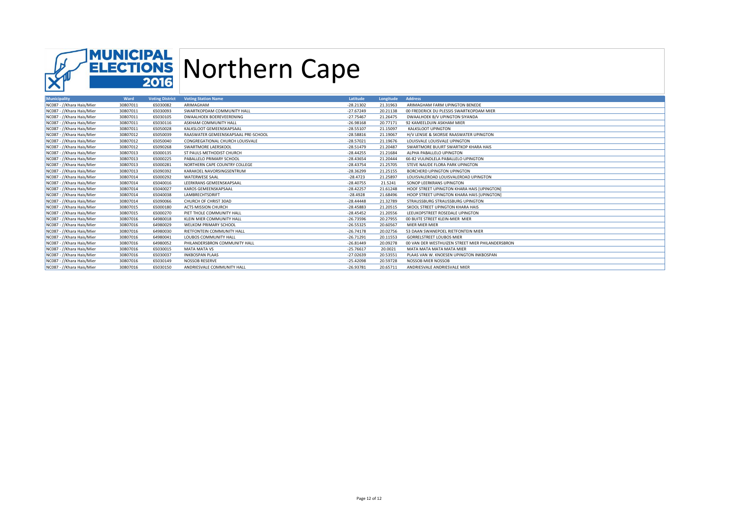# Northern Cape

| Municipality | Ward | Voting District | Voting Station Name | Latitude | Longitude | Address |
|---|---|---|---|---|---|---|
| NC087 - //Khara Hais/Mier | 30807011 | 65030082 | ARIMAGHAM | -28.21302 | 21.31963 | ARIMAGHAM FARM UPINGTON BENEDE |
| NC087 - //Khara Hais/Mier | 30807011 | 65030093 | SWARTKOPDAM COMMUNITY HALL | -27.67249 | 20.21138 | 00 FREDERICK DU PLESSIS SWARTKOPDAM MIER |
| NC087 - //Khara Hais/Mier | 30807011 | 65030105 | DWAALHOEK BOEREVEERENING | -27.75467 | 21.26475 | DWAALHOEK B/V UPINGTON SIYANDA |
| NC087 - //Khara Hais/Mier | 30807011 | 65030116 | ASKHAM COMMUNITY HALL | -26.98168 | 20.77171 | 92 KAMEELDUIN ASKHAM MIER |
| NC087 - //Khara Hais/Mier | 30807011 | 65050028 | KALKSLOOT GEMEENSKAPSAAL | -28.55107 | 21.15097 | KALKSLOOT UPINGTON |
| NC087 - //Khara Hais/Mier | 30807012 | 65050039 | RAASWATER GEMEENSKAPSAAL PRE-SCHOOL | -28.58816 | 21.19067 | H/V LENSIE & SKORSIE RAASWATER UPINGTON |
| NC087 - //Khara Hais/Mier | 30807012 | 65050040 | CONGREGATIONAL CHURCH LOUISVALE | -28.57021 | 21.19676 | LOUISVALE LOUISVALE UPINGTON |
| NC087 - //Khara Hais/Mier | 30807012 | 65090268 | SWARTMORE LAERSKOOL | -28.51479 | 21.20487 | SWARTMORE BUURT SWARTKOP KHARA HAIS |
| NC087 - //Khara Hais/Mier | 30807013 | 65000135 | ST PAULS METHODIST CHURCH | -28.44255 | 21.21684 | ALPHA PABALLELO UPINGTON |
| NC087 - //Khara Hais/Mier | 30807013 | 65000225 | PABALLELO PRIMARY SCHOOL | -28.43654 | 21.20444 | 66-82 VULINDLELA PABALLELO UPINGTON |
| NC087 - //Khara Hais/Mier | 30807013 | 65000281 | NORTHERN CAPE COUNTRY COLLEGE | -28.43754 | 21.25705 | STEVE NAUDE FLORA PARK UPINGTON |
| NC087 - //Khara Hais/Mier | 30807013 | 65090392 | KARAKOEL NAVORSINGSENTRUM | -28.36299 | 21.25155 | BORCHERD UPINGTON UPINGTON |
| NC087 - //Khara Hais/Mier | 30807014 | 65000292 | WATERWESE SAAL | -28.4723 | 21.25897 | LOUISVALEROAD LOUISVALEROAD UPINGTON |
| NC087 - //Khara Hais/Mier | 30807014 | 65040016 | LEERKRANS GEMEENSKAPSAAL | -28.40755 | 21.5241 | SONOP LEERKRANS UPINGTON |
| NC087 - //Khara Hais/Mier | 30807014 | 65040027 | KAROS GEMEENSKAPSAAL | -28.42257 | 21.61248 | HOOF STREET UPINGTON KHARA HAIS [UPINGTON] |
| NC087 - //Khara Hais/Mier | 30807014 | 65040038 | LAMBRECHTSDRIFT | -28.4928 | 21.68496 | HOOP STREET UPINGTON KHARA HAIS [UPINGTON] |
| NC087 - //Khara Hais/Mier | 30807014 | 65090066 | CHURCH OF CHRIST 30AD | -28.44448 | 21.32789 | STRAUSSBURG STRAUSSBURG UPINGTON |
| NC087 - //Khara Hais/Mier | 30807015 | 65000180 | ACTS MISSION CHURCH | -28.45883 | 21.20515 | SKOOL STREET UPINGTON KHARA HAIS |
| NC087 - //Khara Hais/Mier | 30807015 | 65000270 | PIET THOLE COMMUNITY HALL | -28.45452 | 21.20556 | LEEUKOPSTREET ROSEDALE UPINGTON |
| NC087 - //Khara Hais/Mier | 30807016 | 64980018 | KLEIN MIER COMMUNITY HALL | -26.73596 | 20.27955 | 00 BUITE STREET KLEIN-MIER MIER |
| NC087 - //Khara Hais/Mier | 30807016 | 64980029 | WELKOM PRIMARY SCHOOL | -26.55325 | 20.60567 | MIER MIER MIER |
| NC087 - //Khara Hais/Mier | 30807016 | 64980030 | RIETFONTEIN COMMUNITY HALL | -26.74178 | 20.02756 | 53 DAAN SWANEPOEL RIETFONTEIN MIER |
| NC087 - //Khara Hais/Mier | 30807016 | 64980041 | LOUBOS COMMUNITY HALL | -26.71291 | 20.11553 | GORRELSTREET LOUBOS MIER |
| NC087 - //Khara Hais/Mier | 30807016 | 64980052 | PHILANDERSBRON COMMUNITY HALL | -26.81449 | 20.09278 | 00 VAN DER WESTHUIZEN STREET MIER PHILANDERSBRON |
| NC087 - //Khara Hais/Mier | 30807016 | 65030015 | MATA MATA VS | -25.76617 | 20.0021 | MATA MATA MATA MATA MIER |
| NC087 - //Khara Hais/Mier | 30807016 | 65030037 | INKBOSPAN PLAAS | -27.02639 | 20.53551 | PLAAS VAN W. KNOESEN UPINGTON INKBOSPAN |
| NC087 - //Khara Hais/Mier | 30807016 | 65030149 | NOSSOB RESERVE | -25.42098 | 20.59728 | NOSSOB MIER NOSSOB |
| NC087 - //Khara Hais/Mier | 30807016 | 65030150 | ANDRIESVALE COMMUNITY HALL | -26.93781 | 20.65711 | ANDRIESVALE ANDRIESVALE MIER |